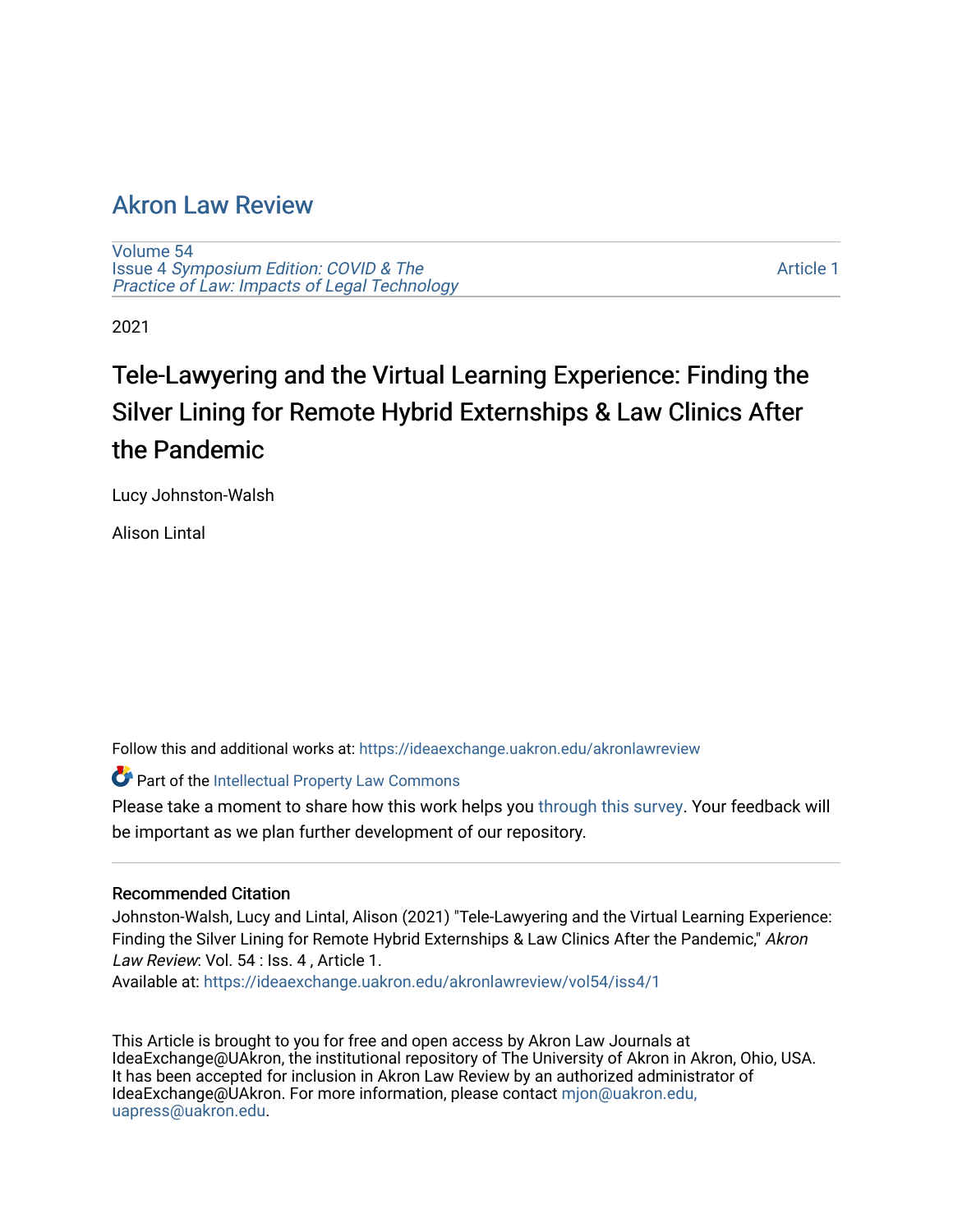# Akron Law Review

Volume 54
Issue 4 *Symposium Edition: COVID & The Practice of Law: Impacts of Legal Technology*

Article 1

2021

## Tele-Lawyering and the Virtual Learning Experience: Finding the Silver Lining for Remote Hybrid Externships & Law Clinics After the Pandemic

Lucy Johnston-Walsh

Alison Lintal

Follow this and additional works at: https://ideaexchange.uakron.edu/akronlawreview

Part of the Intellectual Property Law Commons

Please take a moment to share how this work helps you through this survey. Your feedback will be important as we plan further development of our repository.

### Recommended Citation

Johnston-Walsh, Lucy and Lintal, Alison (2021) "Tele-Lawyering and the Virtual Learning Experience: Finding the Silver Lining for Remote Hybrid Externships & Law Clinics After the Pandemic," *Akron Law Review*: Vol. 54 : Iss. 4 , Article 1.
Available at: https://ideaexchange.uakron.edu/akronlawreview/vol54/iss4/1

This Article is brought to you for free and open access by Akron Law Journals at IdeaExchange@UAkron, the institutional repository of The University of Akron in Akron, Ohio, USA. It has been accepted for inclusion in Akron Law Review by an authorized administrator of IdeaExchange@UAkron. For more information, please contact mjon@uakron.edu, uapress@uakron.edu.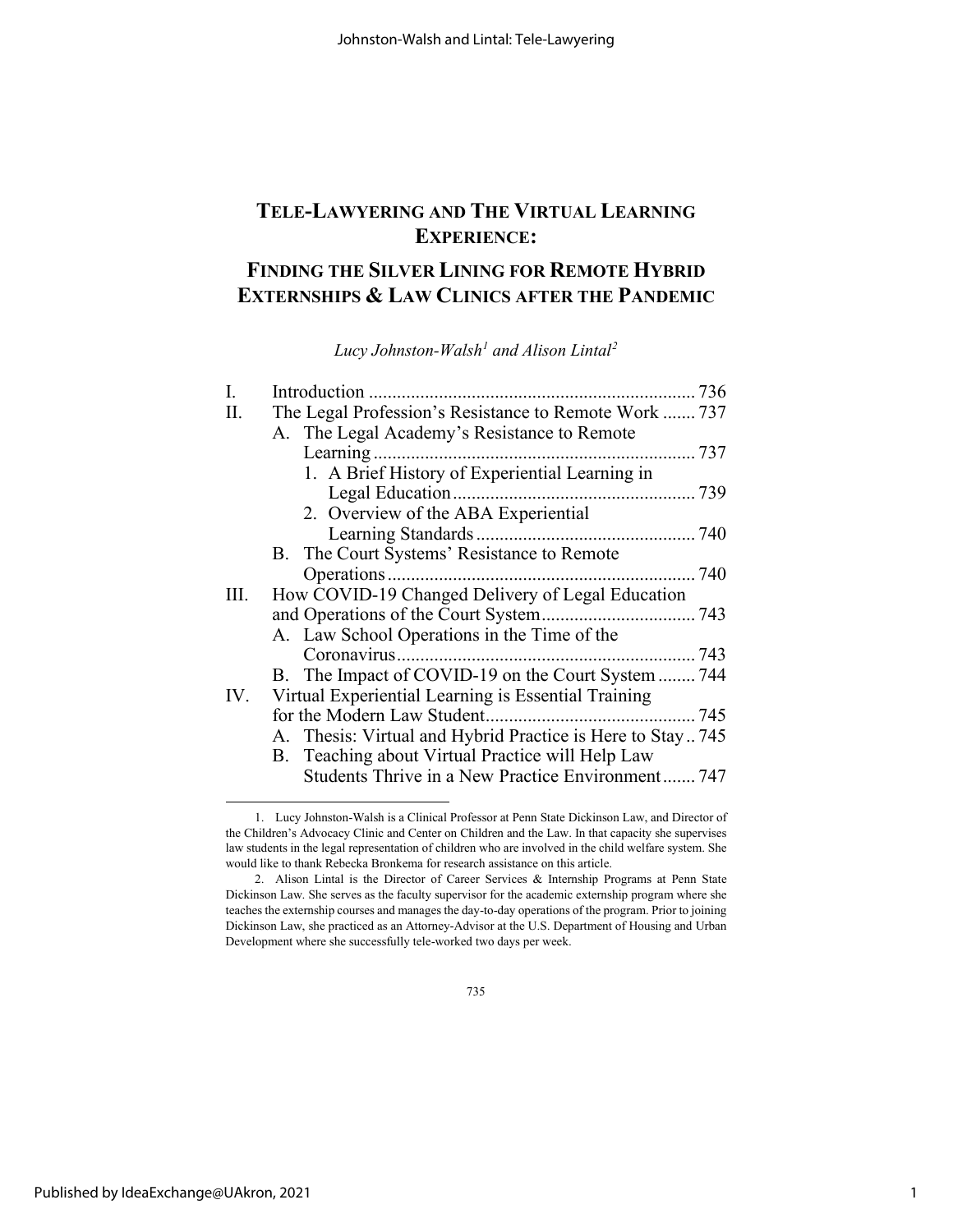# TELE-LAWYERING AND THE VIRTUAL LEARNING EXPERIENCE:

## FINDING THE SILVER LINING FOR REMOTE HYBRID EXTERNSHIPS & LAW CLINICS AFTER THE PANDEMIC

*Lucy Johnston-Walsh*[1] *and Alison Lintal*[2]

| | | |
|---|---|---|
| I. | Introduction | 736 |
| II. | The Legal Profession's Resistance to Remote Work | 737 |
| | A. The Legal Academy's Resistance to Remote Learning | 737 |
| | 1. A Brief History of Experiential Learning in Legal Education | 739 |
| | 2. Overview of the ABA Experiential Learning Standards | 740 |
| | B. The Court Systems' Resistance to Remote Operations | 740 |
| III. | How COVID-19 Changed Delivery of Legal Education and Operations of the Court System | 743 |
| | A. Law School Operations in the Time of the Coronavirus | 743 |
| | B. The Impact of COVID-19 on the Court System | 744 |
| IV. | Virtual Experiential Learning is Essential Training for the Modern Law Student | 745 |
| | A. Thesis: Virtual and Hybrid Practice is Here to Stay | 745 |
| | B. Teaching about Virtual Practice will Help Law Students Thrive in a New Practice Environment | 747 |

---

1. Lucy Johnston-Walsh is a Clinical Professor at Penn State Dickinson Law, and Director of the Children's Advocacy Clinic and Center on Children and the Law. In that capacity she supervises law students in the legal representation of children who are involved in the child welfare system. She would like to thank Rebecka Bronkema for research assistance on this article.

2. Alison Lintal is the Director of Career Services & Internship Programs at Penn State Dickinson Law. She serves as the faculty supervisor for the academic externship program where she teaches the externship courses and manages the day-to-day operations of the program. Prior to joining Dickinson Law, she practiced as an Attorney-Advisor at the U.S. Department of Housing and Urban Development where she successfully tele-worked two days per week.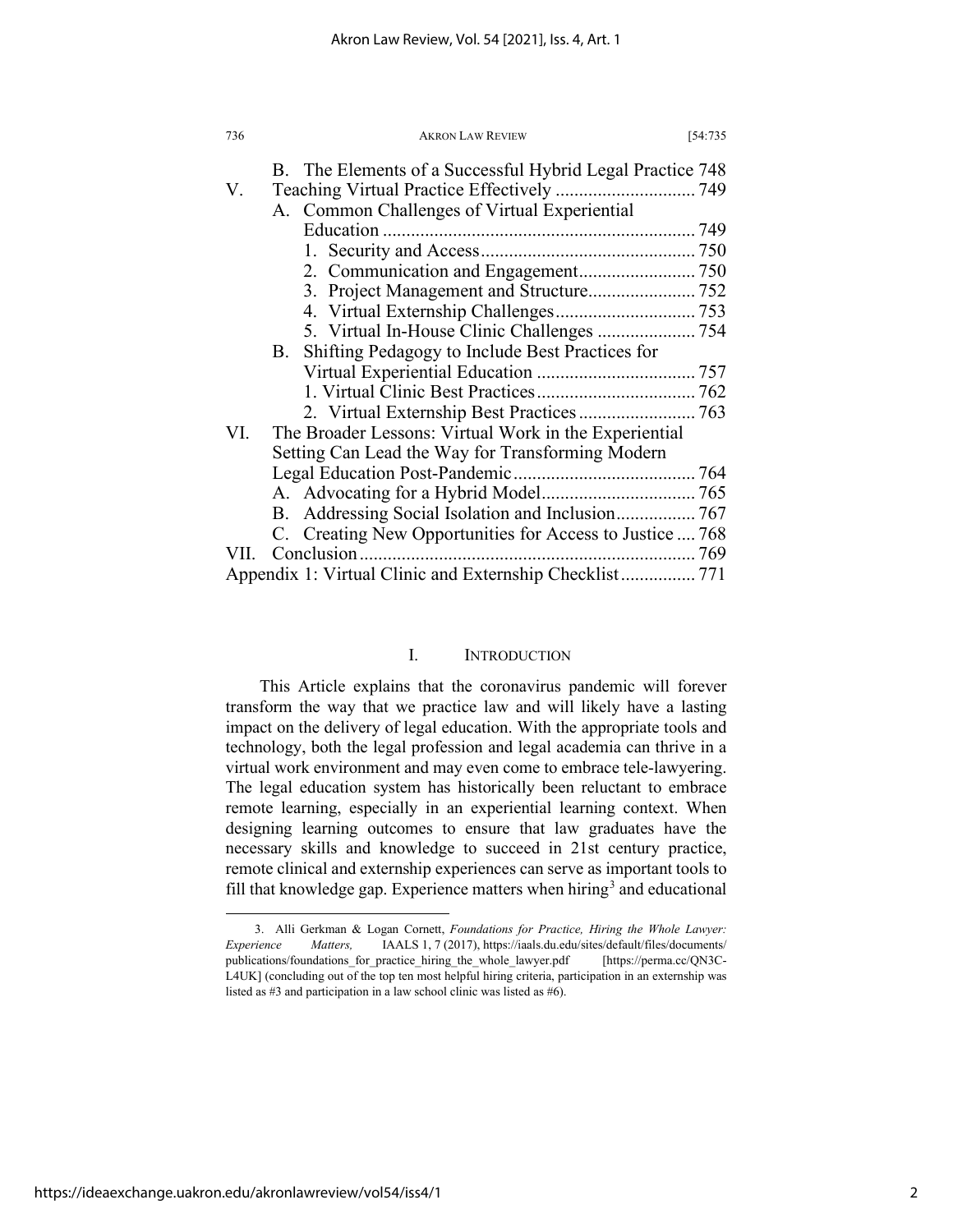B. The Elements of a Successful Hybrid Legal Practice 748

V. Teaching Virtual Practice Effectively .............................. 749

  A. Common Challenges of Virtual Experiential Education ........................................................................ 749

    1. Security and Access............................................. 750

    2. Communication and Engagement......................... 750

    3. Project Management and Structure....................... 752

    4. Virtual Externship Challenges.............................. 753

    5. Virtual In-House Clinic Challenges ..................... 754

  B. Shifting Pedagogy to Include Best Practices for Virtual Experiential Education .................................. 757

    1. Virtual Clinic Best Practices.................................. 762

    2. Virtual Externship Best Practices......................... 763

VI. The Broader Lessons: Virtual Work in the Experiential Setting Can Lead the Way for Transforming Modern Legal Education Post-Pandemic....................................... 764

  A. Advocating for a Hybrid Model................................. 765

  B. Addressing Social Isolation and Inclusion................. 767

  C. Creating New Opportunities for Access to Justice .... 768

VII. Conclusion....................................................................... 769

Appendix 1: Virtual Clinic and Externship Checklist................ 771

## I. INTRODUCTION

This Article explains that the coronavirus pandemic will forever transform the way that we practice law and will likely have a lasting impact on the delivery of legal education. With the appropriate tools and technology, both the legal profession and legal academia can thrive in a virtual work environment and may even come to embrace tele-lawyering. The legal education system has historically been reluctant to embrace remote learning, especially in an experiential learning context. When designing learning outcomes to ensure that law graduates have the necessary skills and knowledge to succeed in 21st century practice, remote clinical and externship experiences can serve as important tools to fill that knowledge gap. Experience matters when hiring[3] and educational

---

3. Alli Gerkman & Logan Cornett, *Foundations for Practice, Hiring the Whole Lawyer: Experience Matters,* IAALS 1, 7 (2017), https://iaals.du.edu/sites/default/files/documents/publications/foundations_for_practice_hiring_the_whole_lawyer.pdf [https://perma.cc/QN3C-L4UK] (concluding out of the top ten most helpful hiring criteria, participation in an externship was listed as #3 and participation in a law school clinic was listed as #6).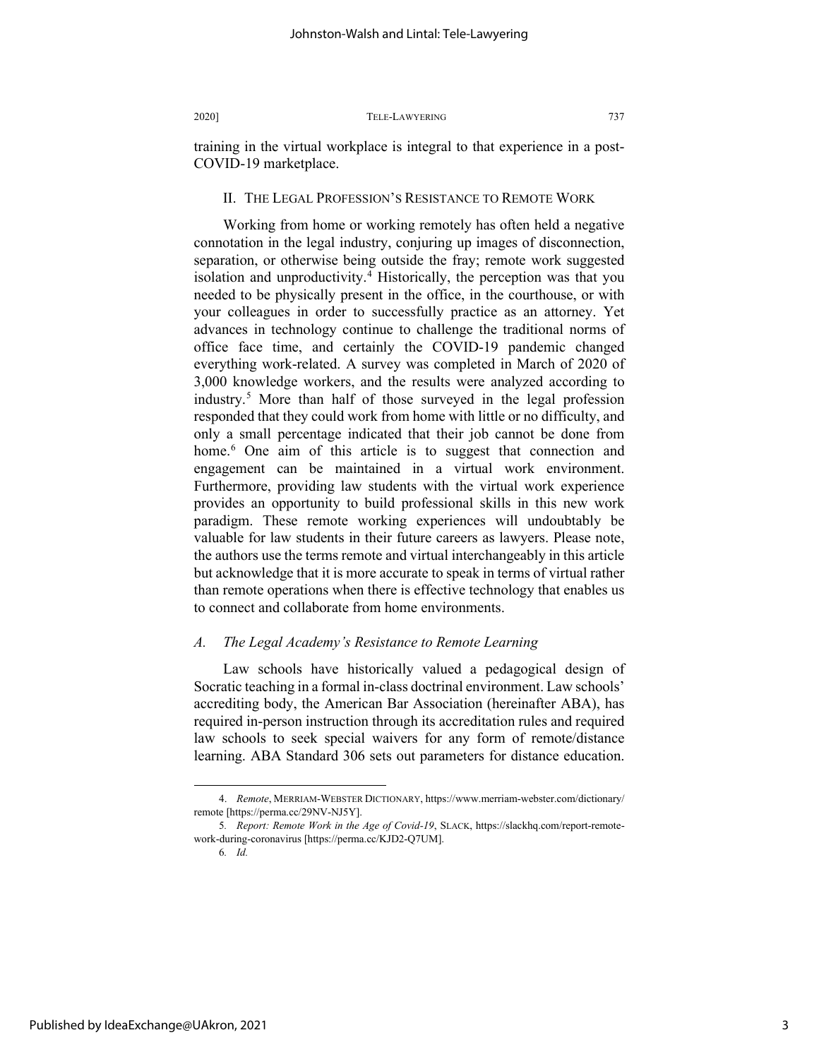training in the virtual workplace is integral to that experience in a post-COVID-19 marketplace.

## II. THE LEGAL PROFESSION'S RESISTANCE TO REMOTE WORK

Working from home or working remotely has often held a negative connotation in the legal industry, conjuring up images of disconnection, separation, or otherwise being outside the fray; remote work suggested isolation and unproductivity.[4] Historically, the perception was that you needed to be physically present in the office, in the courthouse, or with your colleagues in order to successfully practice as an attorney. Yet advances in technology continue to challenge the traditional norms of office face time, and certainly the COVID-19 pandemic changed everything work-related. A survey was completed in March of 2020 of 3,000 knowledge workers, and the results were analyzed according to industry.[5] More than half of those surveyed in the legal profession responded that they could work from home with little or no difficulty, and only a small percentage indicated that their job cannot be done from home.[6] One aim of this article is to suggest that connection and engagement can be maintained in a virtual work environment. Furthermore, providing law students with the virtual work experience provides an opportunity to build professional skills in this new work paradigm. These remote working experiences will undoubtably be valuable for law students in their future careers as lawyers. Please note, the authors use the terms remote and virtual interchangeably in this article but acknowledge that it is more accurate to speak in terms of virtual rather than remote operations when there is effective technology that enables us to connect and collaborate from home environments.

### *A. The Legal Academy's Resistance to Remote Learning*

Law schools have historically valued a pedagogical design of Socratic teaching in a formal in-class doctrinal environment. Law schools' accrediting body, the American Bar Association (hereinafter ABA), has required in-person instruction through its accreditation rules and required law schools to seek special waivers for any form of remote/distance learning. ABA Standard 306 sets out parameters for distance education.

---

4. *Remote*, MERRIAM-WEBSTER DICTIONARY, https://www.merriam-webster.com/dictionary/remote [https://perma.cc/29NV-NJ5Y].

5. *Report: Remote Work in the Age of Covid-19*, SLACK, https://slackhq.com/report-remote-work-during-coronavirus [https://perma.cc/KJD2-Q7UM].

6. *Id.*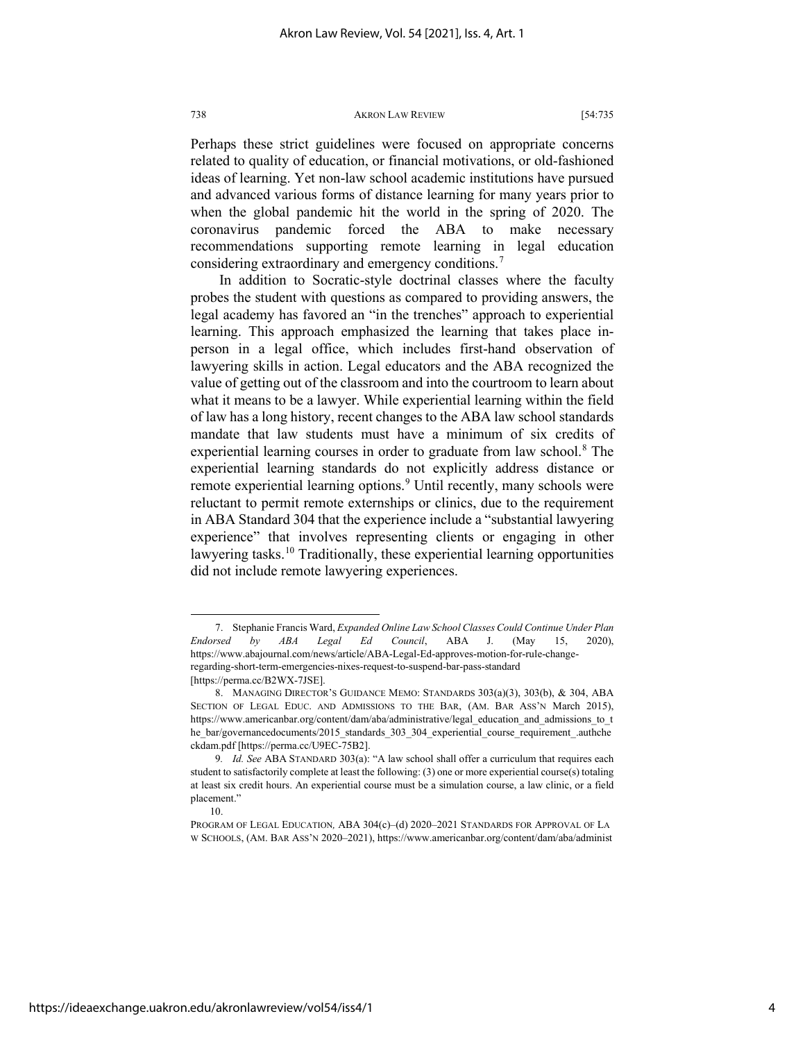Perhaps these strict guidelines were focused on appropriate concerns related to quality of education, or financial motivations, or old-fashioned ideas of learning. Yet non-law school academic institutions have pursued and advanced various forms of distance learning for many years prior to when the global pandemic hit the world in the spring of 2020. The coronavirus pandemic forced the ABA to make necessary recommendations supporting remote learning in legal education considering extraordinary and emergency conditions.[7]

In addition to Socratic-style doctrinal classes where the faculty probes the student with questions as compared to providing answers, the legal academy has favored an "in the trenches" approach to experiential learning. This approach emphasized the learning that takes place in-person in a legal office, which includes first-hand observation of lawyering skills in action. Legal educators and the ABA recognized the value of getting out of the classroom and into the courtroom to learn about what it means to be a lawyer. While experiential learning within the field of law has a long history, recent changes to the ABA law school standards mandate that law students must have a minimum of six credits of experiential learning courses in order to graduate from law school.[8] The experiential learning standards do not explicitly address distance or remote experiential learning options.[9] Until recently, many schools were reluctant to permit remote externships or clinics, due to the requirement in ABA Standard 304 that the experience include a "substantial lawyering experience" that involves representing clients or engaging in other lawyering tasks.[10] Traditionally, these experiential learning opportunities did not include remote lawyering experiences.

---

7. Stephanie Francis Ward, *Expanded Online Law School Classes Could Continue Under Plan Endorsed by ABA Legal Ed Council*, ABA J. (May 15, 2020), https://www.abajournal.com/news/article/ABA-Legal-Ed-approves-motion-for-rule-change-regarding-short-term-emergencies-nixes-request-to-suspend-bar-pass-standard [https://perma.cc/B2WX-7JSE].

8. MANAGING DIRECTOR'S GUIDANCE MEMO: STANDARDS 303(a)(3), 303(b), & 304, ABA SECTION OF LEGAL EDUC. AND ADMISSIONS TO THE BAR, (AM. BAR ASS'N March 2015), https://www.americanbar.org/content/dam/aba/administrative/legal_education_and_admissions_to_the_bar/governancedocuments/2015_standards_303_304_experiential_course_requirement_.authcheckdam.pdf [https://perma.cc/U9EC-75B2].

9. *Id. See* ABA STANDARD 303(a): "A law school shall offer a curriculum that requires each student to satisfactorily complete at least the following: (3) one or more experiential course(s) totaling at least six credit hours. An experiential course must be a simulation course, a law clinic, or a field placement."

10. PROGRAM OF LEGAL EDUCATION, ABA 304(c)–(d) 2020–2021 STANDARDS FOR APPROVAL OF LAW SCHOOLS, (AM. BAR ASS'N 2020–2021), https://www.americanbar.org/content/dam/aba/administ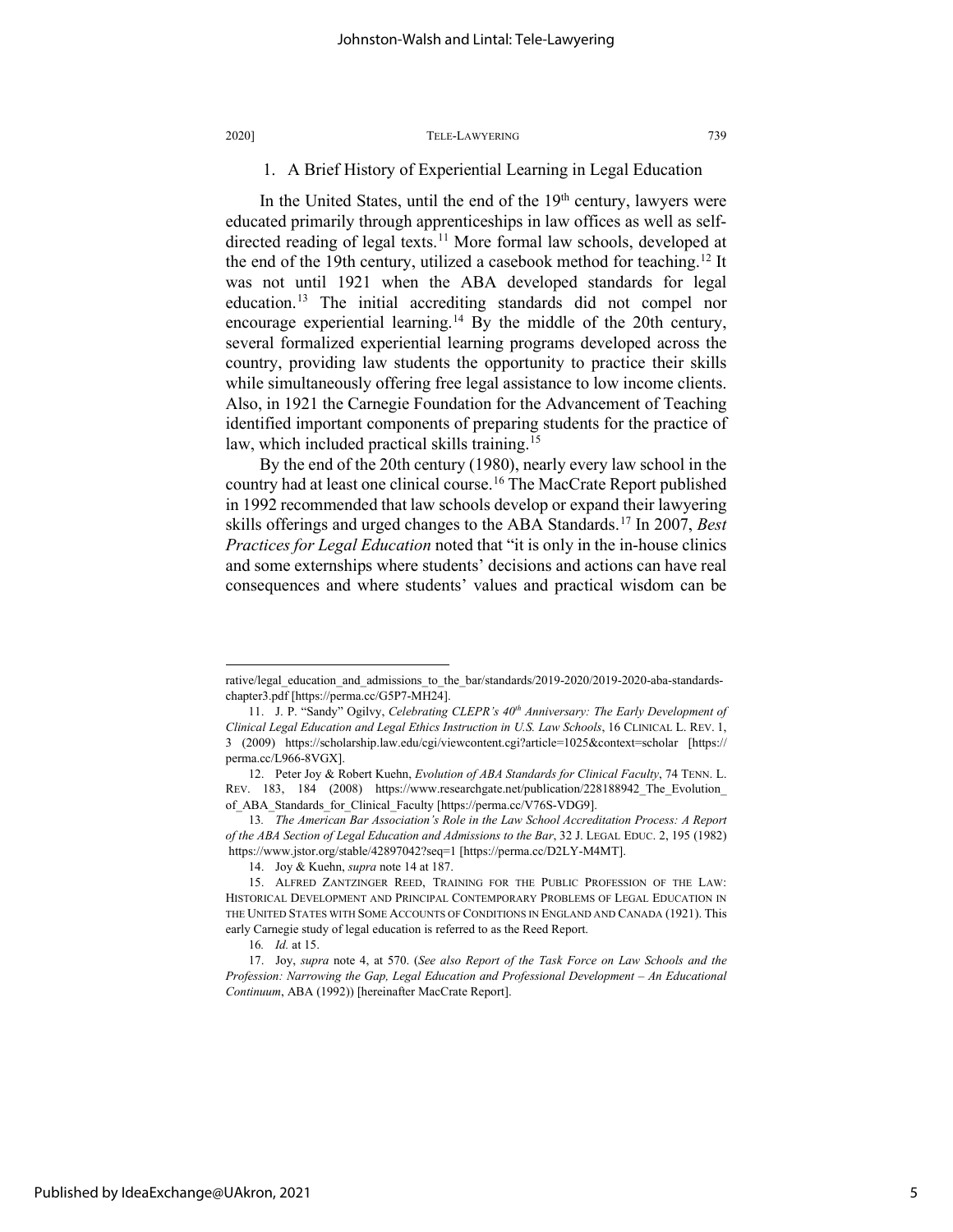### 1. A Brief History of Experiential Learning in Legal Education

In the United States, until the end of the 19th century, lawyers were educated primarily through apprenticeships in law offices as well as self-directed reading of legal texts.[11] More formal law schools, developed at the end of the 19th century, utilized a casebook method for teaching.[12] It was not until 1921 when the ABA developed standards for legal education.[13] The initial accrediting standards did not compel nor encourage experiential learning.[14] By the middle of the 20th century, several formalized experiential learning programs developed across the country, providing law students the opportunity to practice their skills while simultaneously offering free legal assistance to low income clients. Also, in 1921 the Carnegie Foundation for the Advancement of Teaching identified important components of preparing students for the practice of law, which included practical skills training.[15]

By the end of the 20th century (1980), nearly every law school in the country had at least one clinical course.[16] The MacCrate Report published in 1992 recommended that law schools develop or expand their lawyering skills offerings and urged changes to the ABA Standards.[17] In 2007, *Best Practices for Legal Education* noted that "it is only in the in-house clinics and some externships where students' decisions and actions can have real consequences and where students' values and practical wisdom can be

---

rative/legal_education_and_admissions_to_the_bar/standards/2019-2020/2019-2020-aba-standards-chapter3.pdf [https://perma.cc/G5P7-MH24].

11. J. P. "Sandy" Ogilvy, *Celebrating CLEPR's 40th Anniversary: The Early Development of Clinical Legal Education and Legal Ethics Instruction in U.S. Law Schools*, 16 CLINICAL L. REV. 1, 3 (2009) https://scholarship.law.edu/cgi/viewcontent.cgi?article=1025&context=scholar [https://perma.cc/L966-8VGX].

12. Peter Joy & Robert Kuehn, *Evolution of ABA Standards for Clinical Faculty*, 74 TENN. L. REV. 183, 184 (2008) https://www.researchgate.net/publication/228188942_The_Evolution_of_ABA_Standards_for_Clinical_Faculty [https://perma.cc/V76S-VDG9].

13. *The American Bar Association's Role in the Law School Accreditation Process: A Report of the ABA Section of Legal Education and Admissions to the Bar*, 32 J. LEGAL EDUC. 2, 195 (1982) https://www.jstor.org/stable/42897042?seq=1 [https://perma.cc/D2LY-M4MT].

14. Joy & Kuehn, *supra* note 14 at 187.

15. ALFRED ZANTZINGER REED, TRAINING FOR THE PUBLIC PROFESSION OF THE LAW: HISTORICAL DEVELOPMENT AND PRINCIPAL CONTEMPORARY PROBLEMS OF LEGAL EDUCATION IN THE UNITED STATES WITH SOME ACCOUNTS OF CONDITIONS IN ENGLAND AND CANADA (1921). This early Carnegie study of legal education is referred to as the Reed Report.

16. *Id.* at 15.

17. Joy, *supra* note 4, at 570. (*See also Report of the Task Force on Law Schools and the Profession: Narrowing the Gap, Legal Education and Professional Development – An Educational Continuum*, ABA (1992)) [hereinafter MacCrate Report].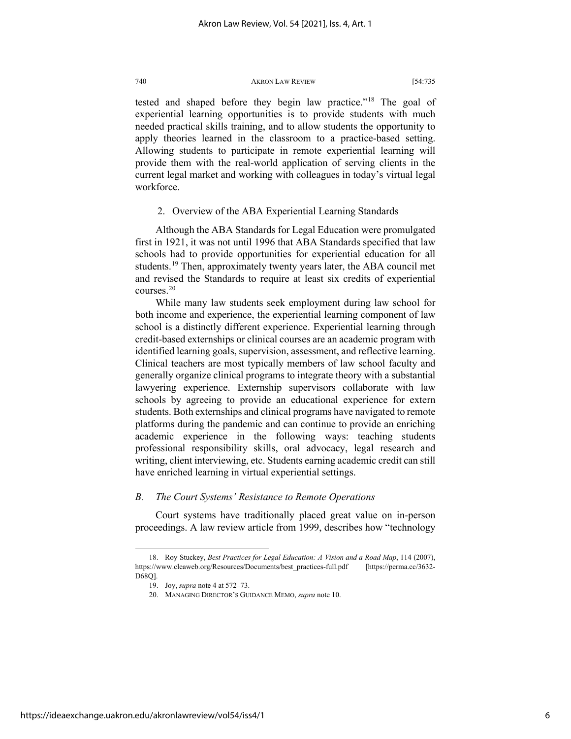tested and shaped before they begin law practice."[18] The goal of experiential learning opportunities is to provide students with much needed practical skills training, and to allow students the opportunity to apply theories learned in the classroom to a practice-based setting. Allowing students to participate in remote experiential learning will provide them with the real-world application of serving clients in the current legal market and working with colleagues in today's virtual legal workforce.

#### 2. Overview of the ABA Experiential Learning Standards

Although the ABA Standards for Legal Education were promulgated first in 1921, it was not until 1996 that ABA Standards specified that law schools had to provide opportunities for experiential education for all students.[19] Then, approximately twenty years later, the ABA council met and revised the Standards to require at least six credits of experiential courses.[20]

While many law students seek employment during law school for both income and experience, the experiential learning component of law school is a distinctly different experience. Experiential learning through credit-based externships or clinical courses are an academic program with identified learning goals, supervision, assessment, and reflective learning. Clinical teachers are most typically members of law school faculty and generally organize clinical programs to integrate theory with a substantial lawyering experience. Externship supervisors collaborate with law schools by agreeing to provide an educational experience for extern students. Both externships and clinical programs have navigated to remote platforms during the pandemic and can continue to provide an enriching academic experience in the following ways: teaching students professional responsibility skills, oral advocacy, legal research and writing, client interviewing, etc. Students earning academic credit can still have enriched learning in virtual experiential settings.

### *B. The Court Systems' Resistance to Remote Operations*

Court systems have traditionally placed great value on in-person proceedings. A law review article from 1999, describes how "technology

---

18. Roy Stuckey, *Best Practices for Legal Education: A Vision and a Road Map*, 114 (2007), https://www.cleaweb.org/Resources/Documents/best_practices-full.pdf [https://perma.cc/3632-D68Q].

19. Joy, *supra* note 4 at 572–73.

20. MANAGING DIRECTOR'S GUIDANCE MEMO, *supra* note 10.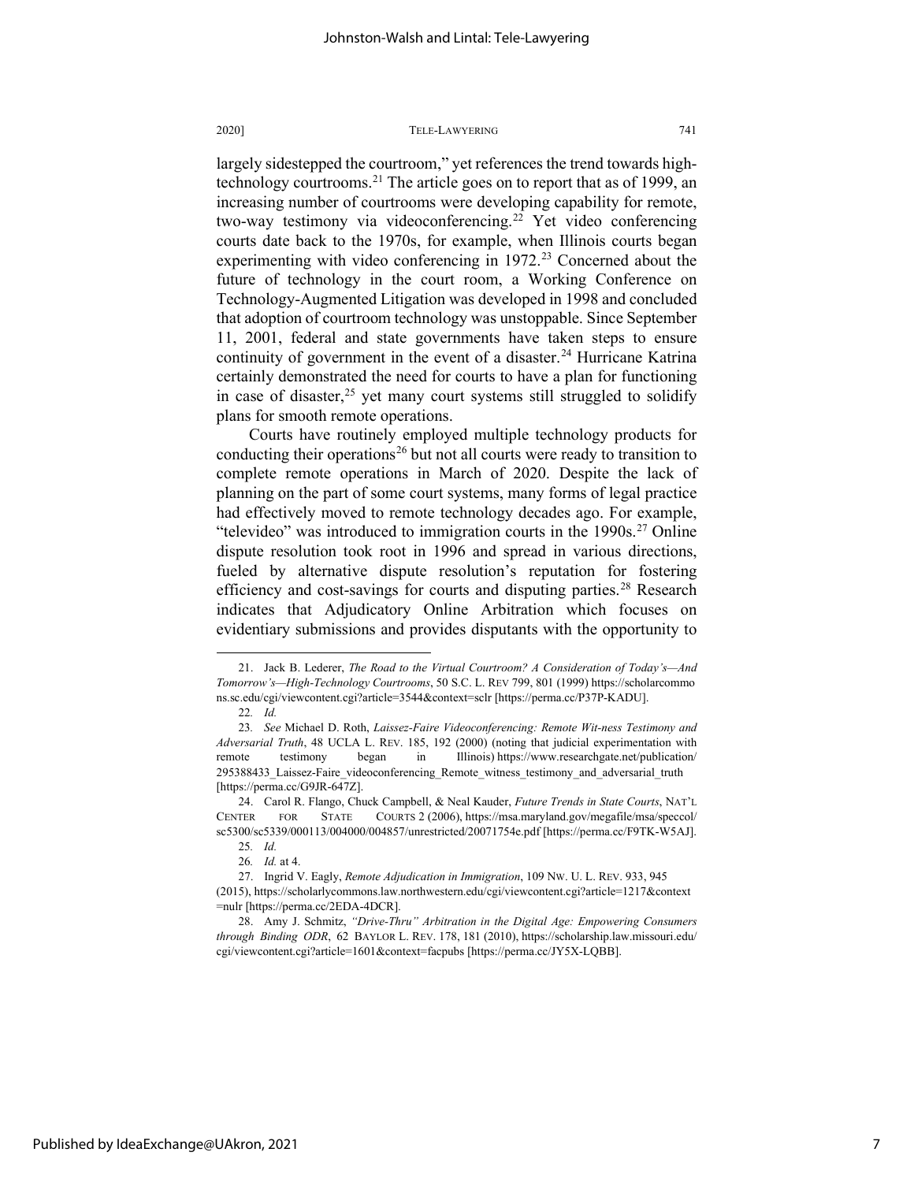largely sidestepped the courtroom," yet references the trend towards high-technology courtrooms.[21] The article goes on to report that as of 1999, an increasing number of courtrooms were developing capability for remote, two-way testimony via videoconferencing.[22] Yet video conferencing courts date back to the 1970s, for example, when Illinois courts began experimenting with video conferencing in 1972.[23] Concerned about the future of technology in the court room, a Working Conference on Technology-Augmented Litigation was developed in 1998 and concluded that adoption of courtroom technology was unstoppable. Since September 11, 2001, federal and state governments have taken steps to ensure continuity of government in the event of a disaster.[24] Hurricane Katrina certainly demonstrated the need for courts to have a plan for functioning in case of disaster,[25] yet many court systems still struggled to solidify plans for smooth remote operations.

Courts have routinely employed multiple technology products for conducting their operations[26] but not all courts were ready to transition to complete remote operations in March of 2020. Despite the lack of planning on the part of some court systems, many forms of legal practice had effectively moved to remote technology decades ago. For example, "televideo" was introduced to immigration courts in the 1990s.[27] Online dispute resolution took root in 1996 and spread in various directions, fueled by alternative dispute resolution's reputation for fostering efficiency and cost-savings for courts and disputing parties.[28] Research indicates that Adjudicatory Online Arbitration which focuses on evidentiary submissions and provides disputants with the opportunity to

---

21. Jack B. Lederer, *The Road to the Virtual Courtroom? A Consideration of Today's—And Tomorrow's—High-Technology Courtrooms*, 50 S.C. L. REV 799, 801 (1999) https://scholarcommons.sc.edu/cgi/viewcontent.cgi?article=3544&context=sclr [https://perma.cc/P37P-KADU].

22. *Id.*

23. *See* Michael D. Roth, *Laissez-Faire Videoconferencing: Remote Wit-ness Testimony and Adversarial Truth*, 48 UCLA L. REV. 185, 192 (2000) (noting that judicial experimentation with remote testimony began in Illinois) https://www.researchgate.net/publication/295388433_Laissez-Faire_videoconferencing_Remote_witness_testimony_and_adversarial_truth [https://perma.cc/G9JR-647Z].

24. Carol R. Flango, Chuck Campbell, & Neal Kauder, *Future Trends in State Courts*, NAT'L CENTER FOR STATE COURTS 2 (2006), https://msa.maryland.gov/megafile/msa/speccol/sc5300/sc5339/000113/004000/004857/unrestricted/20071754e.pdf [https://perma.cc/F9TK-W5AJ].

25. *Id.*

26. *Id.* at 4.

27. Ingrid V. Eagly, *Remote Adjudication in Immigration*, 109 NW. U. L. REV. 933, 945 (2015), https://scholarlycommons.law.northwestern.edu/cgi/viewcontent.cgi?article=1217&context=nulr [https://perma.cc/2EDA-4DCR].

28. Amy J. Schmitz, *"Drive-Thru" Arbitration in the Digital Age: Empowering Consumers through Binding ODR*, 62 BAYLOR L. REV. 178, 181 (2010), https://scholarship.law.missouri.edu/cgi/viewcontent.cgi?article=1601&context=facpubs [https://perma.cc/JY5X-LQBB].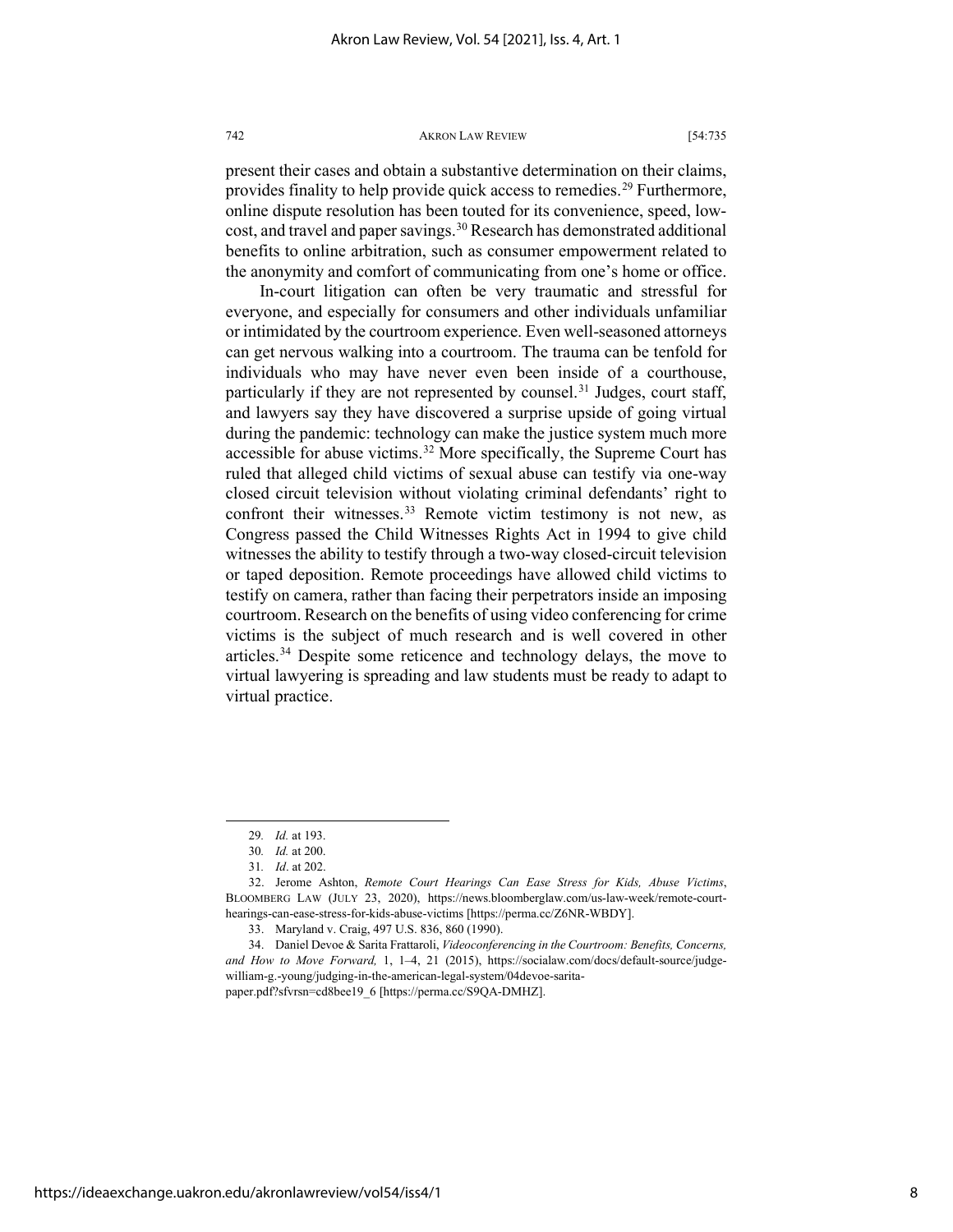present their cases and obtain a substantive determination on their claims, provides finality to help provide quick access to remedies.[29] Furthermore, online dispute resolution has been touted for its convenience, speed, low-cost, and travel and paper savings.[30] Research has demonstrated additional benefits to online arbitration, such as consumer empowerment related to the anonymity and comfort of communicating from one's home or office.

In-court litigation can often be very traumatic and stressful for everyone, and especially for consumers and other individuals unfamiliar or intimidated by the courtroom experience. Even well-seasoned attorneys can get nervous walking into a courtroom. The trauma can be tenfold for individuals who may have never even been inside of a courthouse, particularly if they are not represented by counsel.[31] Judges, court staff, and lawyers say they have discovered a surprise upside of going virtual during the pandemic: technology can make the justice system much more accessible for abuse victims.[32] More specifically, the Supreme Court has ruled that alleged child victims of sexual abuse can testify via one-way closed circuit television without violating criminal defendants' right to confront their witnesses.[33] Remote victim testimony is not new, as Congress passed the Child Witnesses Rights Act in 1994 to give child witnesses the ability to testify through a two-way closed-circuit television or taped deposition. Remote proceedings have allowed child victims to testify on camera, rather than facing their perpetrators inside an imposing courtroom. Research on the benefits of using video conferencing for crime victims is the subject of much research and is well covered in other articles.[34] Despite some reticence and technology delays, the move to virtual lawyering is spreading and law students must be ready to adapt to virtual practice.

---

29. *Id.* at 193.

30. *Id.* at 200.

31. *Id*. at 202.

32. Jerome Ashton, *Remote Court Hearings Can Ease Stress for Kids, Abuse Victims*, BLOOMBERG LAW (JULY 23, 2020), https://news.bloomberglaw.com/us-law-week/remote-court-hearings-can-ease-stress-for-kids-abuse-victims [https://perma.cc/Z6NR-WBDY].

33. Maryland v. Craig, 497 U.S. 836, 860 (1990).

34. Daniel Devoe & Sarita Frattaroli, *Videoconferencing in the Courtroom: Benefits, Concerns, and How to Move Forward,* 1, 1–4, 21 (2015), https://socialaw.com/docs/default-source/judge-william-g.-young/judging-in-the-american-legal-system/04devoe-sarita-paper.pdf?sfvrsn=cd8bee19_6 [https://perma.cc/S9QA-DMHZ].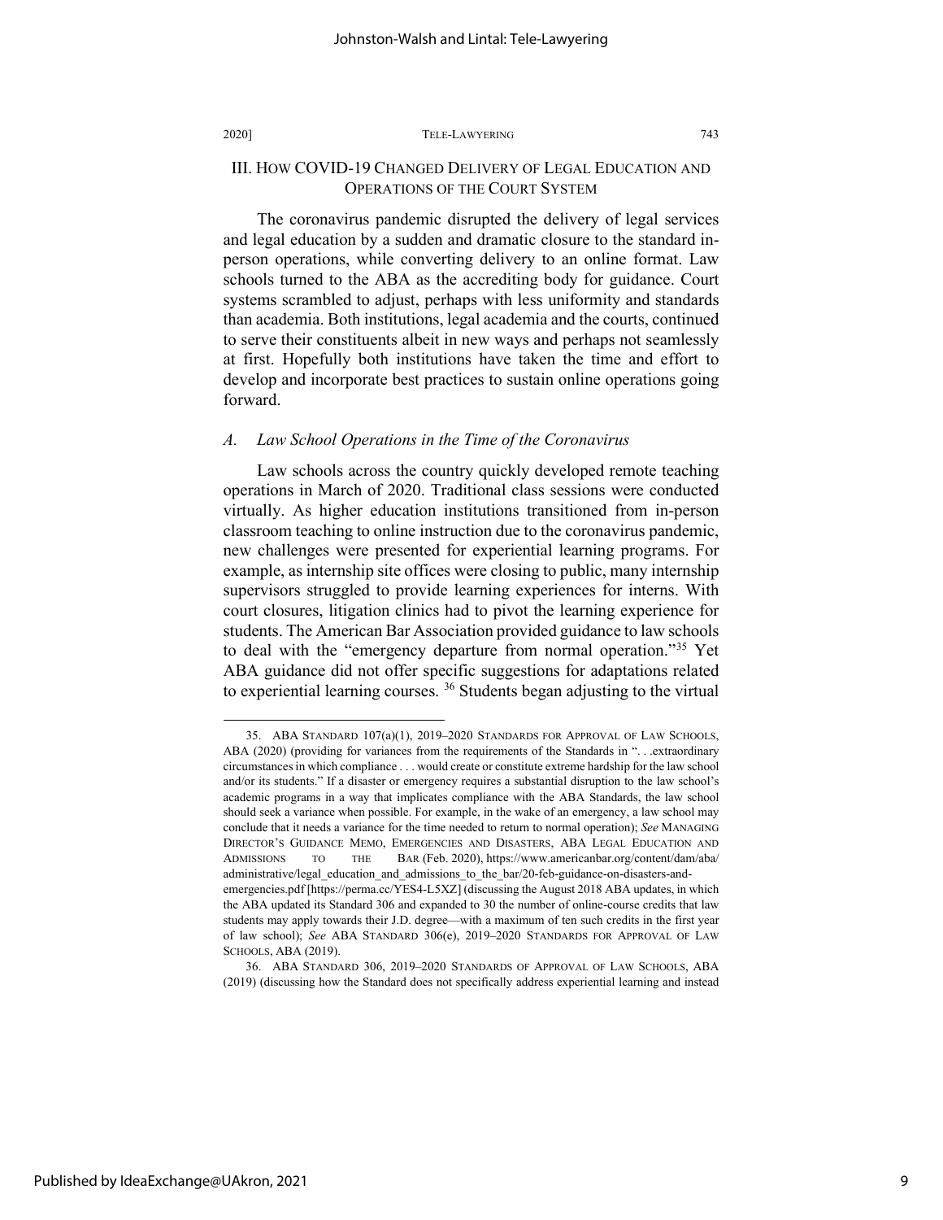## III. How COVID-19 Changed Delivery of Legal Education and Operations of the Court System

The coronavirus pandemic disrupted the delivery of legal services and legal education by a sudden and dramatic closure to the standard in-person operations, while converting delivery to an online format. Law schools turned to the ABA as the accrediting body for guidance. Court systems scrambled to adjust, perhaps with less uniformity and standards than academia. Both institutions, legal academia and the courts, continued to serve their constituents albeit in new ways and perhaps not seamlessly at first. Hopefully both institutions have taken the time and effort to develop and incorporate best practices to sustain online operations going forward.

### *A. Law School Operations in the Time of the Coronavirus*

Law schools across the country quickly developed remote teaching operations in March of 2020. Traditional class sessions were conducted virtually. As higher education institutions transitioned from in-person classroom teaching to online instruction due to the coronavirus pandemic, new challenges were presented for experiential learning programs. For example, as internship site offices were closing to public, many internship supervisors struggled to provide learning experiences for interns. With court closures, litigation clinics had to pivot the learning experience for students. The American Bar Association provided guidance to law schools to deal with the "emergency departure from normal operation."[35] Yet ABA guidance did not offer specific suggestions for adaptations related to experiential learning courses.[36] Students began adjusting to the virtual

---

35. ABA Standard 107(a)(1), 2019–2020 Standards for Approval of Law Schools, ABA (2020) (providing for variances from the requirements of the Standards in ". . .extraordinary circumstances in which compliance . . . would create or constitute extreme hardship for the law school and/or its students." If a disaster or emergency requires a substantial disruption to the law school's academic programs in a way that implicates compliance with the ABA Standards, the law school should seek a variance when possible. For example, in the wake of an emergency, a law school may conclude that it needs a variance for the time needed to return to normal operation); *See* Managing Director's Guidance Memo, Emergencies and Disasters, ABA Legal Education and Admissions to the Bar (Feb. 2020), https://www.americanbar.org/content/dam/aba/administrative/legal_education_and_admissions_to_the_bar/20-feb-guidance-on-disasters-and-emergencies.pdf [https://perma.cc/YES4-L5XZ] (discussing the August 2018 ABA updates, in which the ABA updated its Standard 306 and expanded to 30 the number of online-course credits that law students may apply towards their J.D. degree—with a maximum of ten such credits in the first year of law school); *See* ABA Standard 306(e), 2019–2020 Standards for Approval of Law Schools, ABA (2019).

36. ABA Standard 306, 2019–2020 Standards of Approval of Law Schools, ABA (2019) (discussing how the Standard does not specifically address experiential learning and instead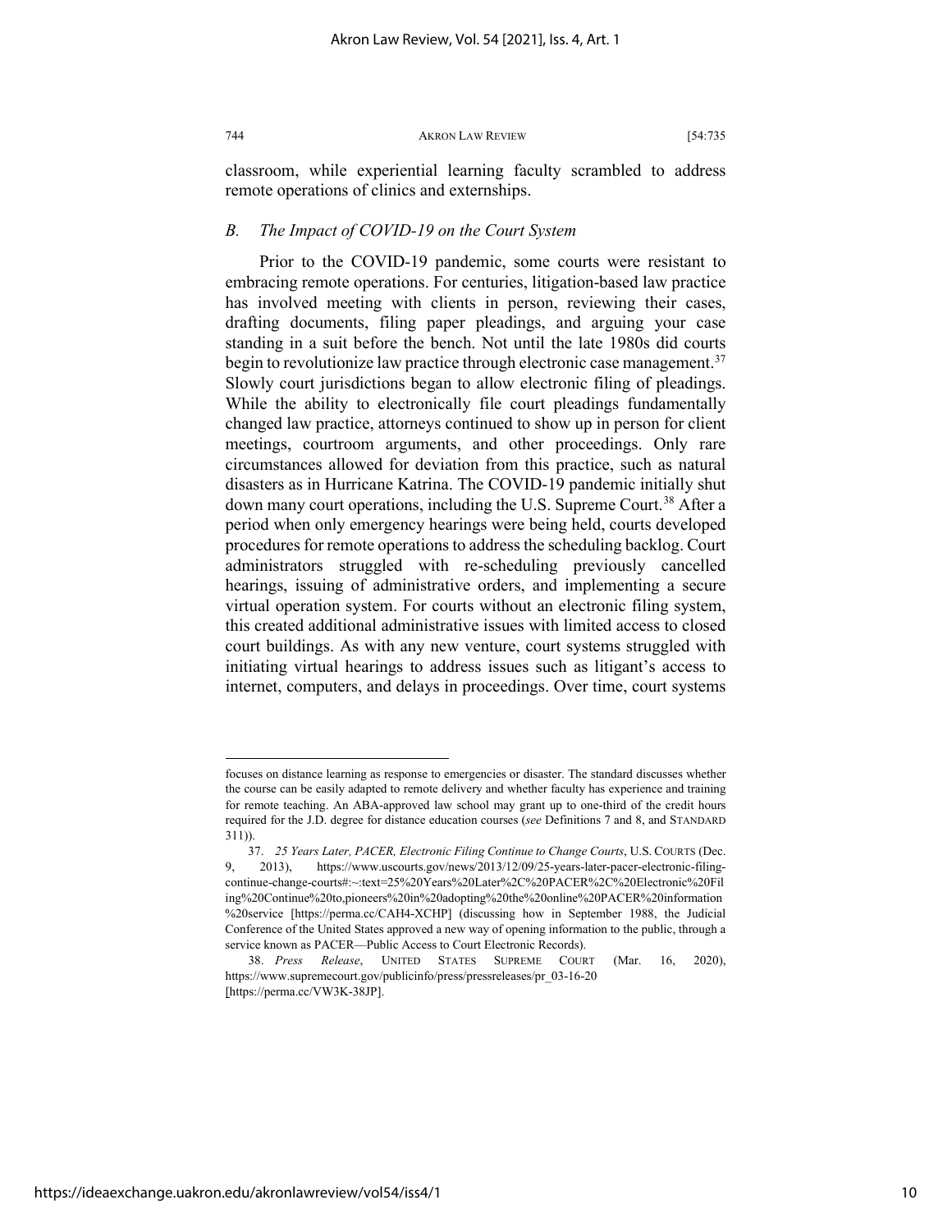classroom, while experiential learning faculty scrambled to address remote operations of clinics and externships.

### *B. The Impact of COVID-19 on the Court System*

Prior to the COVID-19 pandemic, some courts were resistant to embracing remote operations. For centuries, litigation-based law practice has involved meeting with clients in person, reviewing their cases, drafting documents, filing paper pleadings, and arguing your case standing in a suit before the bench. Not until the late 1980s did courts begin to revolutionize law practice through electronic case management.[37] Slowly court jurisdictions began to allow electronic filing of pleadings. While the ability to electronically file court pleadings fundamentally changed law practice, attorneys continued to show up in person for client meetings, courtroom arguments, and other proceedings. Only rare circumstances allowed for deviation from this practice, such as natural disasters as in Hurricane Katrina. The COVID-19 pandemic initially shut down many court operations, including the U.S. Supreme Court.[38] After a period when only emergency hearings were being held, courts developed procedures for remote operations to address the scheduling backlog. Court administrators struggled with re-scheduling previously cancelled hearings, issuing of administrative orders, and implementing a secure virtual operation system. For courts without an electronic filing system, this created additional administrative issues with limited access to closed court buildings. As with any new venture, court systems struggled with initiating virtual hearings to address issues such as litigant's access to internet, computers, and delays in proceedings. Over time, court systems

---

focuses on distance learning as response to emergencies or disaster. The standard discusses whether the course can be easily adapted to remote delivery and whether faculty has experience and training for remote teaching. An ABA-approved law school may grant up to one-third of the credit hours required for the J.D. degree for distance education courses (*see* Definitions 7 and 8, and STANDARD 311)).

37. *25 Years Later, PACER, Electronic Filing Continue to Change Courts*, U.S. COURTS (Dec. 9, 2013), https://www.uscourts.gov/news/2013/12/09/25-years-later-pacer-electronic-filing-continue-change-courts#:~:text=25%20Years%20Later%2C%20PACER%2C%20Electronic%20Filing%20Continue%20to,pioneers%20in%20adopting%20the%20online%20PACER%20information%20service [https://perma.cc/CAH4-XCHP] (discussing how in September 1988, the Judicial Conference of the United States approved a new way of opening information to the public, through a service known as PACER—Public Access to Court Electronic Records).

38. *Press Release*, UNITED STATES SUPREME COURT (Mar. 16, 2020), https://www.supremecourt.gov/publicinfo/press/pressreleases/pr_03-16-20 [https://perma.cc/VW3K-38JP].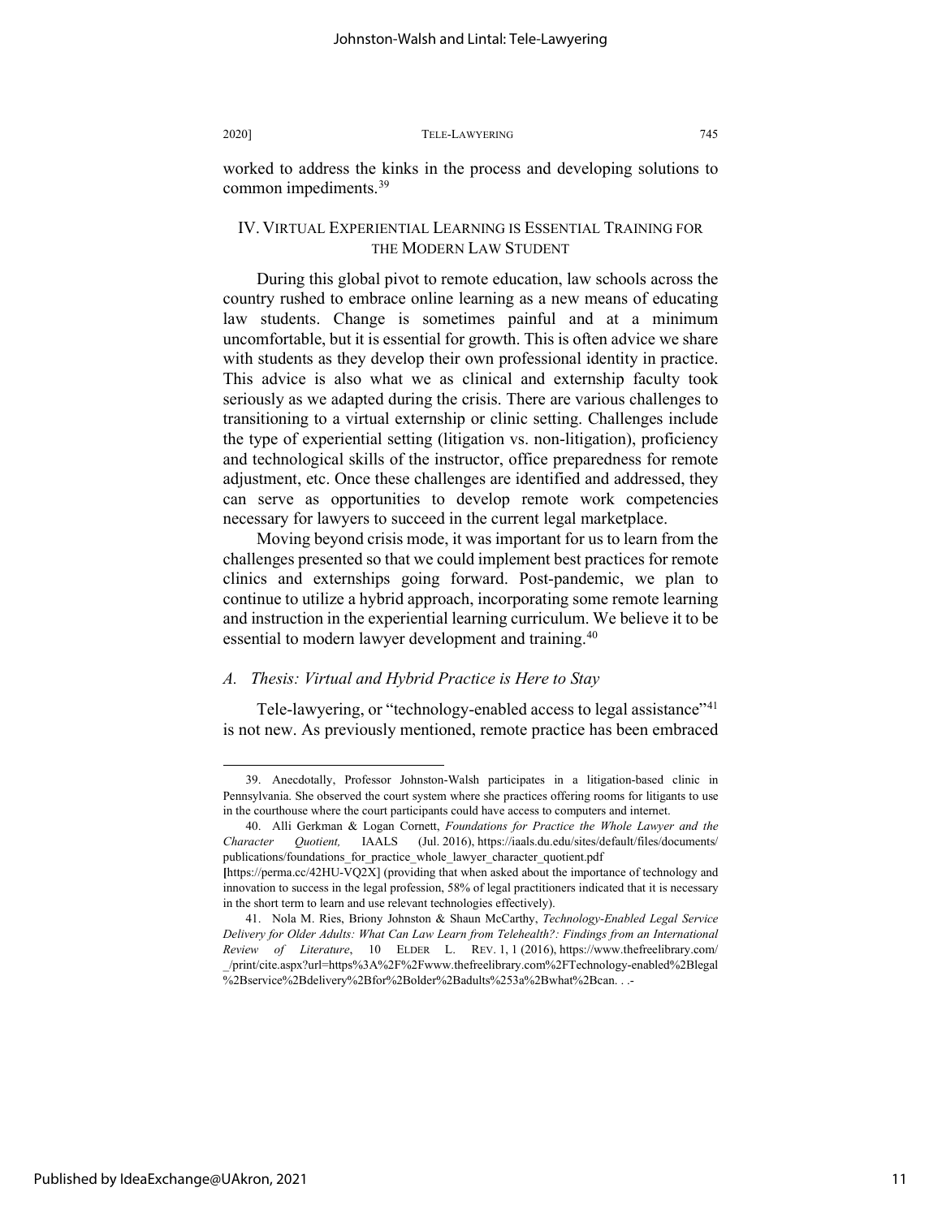worked to address the kinks in the process and developing solutions to common impediments.[39]

## IV. VIRTUAL EXPERIENTIAL LEARNING IS ESSENTIAL TRAINING FOR THE MODERN LAW STUDENT

During this global pivot to remote education, law schools across the country rushed to embrace online learning as a new means of educating law students. Change is sometimes painful and at a minimum uncomfortable, but it is essential for growth. This is often advice we share with students as they develop their own professional identity in practice. This advice is also what we as clinical and externship faculty took seriously as we adapted during the crisis. There are various challenges to transitioning to a virtual externship or clinic setting. Challenges include the type of experiential setting (litigation vs. non-litigation), proficiency and technological skills of the instructor, office preparedness for remote adjustment, etc. Once these challenges are identified and addressed, they can serve as opportunities to develop remote work competencies necessary for lawyers to succeed in the current legal marketplace.

Moving beyond crisis mode, it was important for us to learn from the challenges presented so that we could implement best practices for remote clinics and externships going forward. Post-pandemic, we plan to continue to utilize a hybrid approach, incorporating some remote learning and instruction in the experiential learning curriculum. We believe it to be essential to modern lawyer development and training.[40]

### *A. Thesis: Virtual and Hybrid Practice is Here to Stay*

Tele-lawyering, or "technology-enabled access to legal assistance"[41] is not new. As previously mentioned, remote practice has been embraced

---

39. Anecdotally, Professor Johnston-Walsh participates in a litigation-based clinic in Pennsylvania. She observed the court system where she practices offering rooms for litigants to use in the courthouse where the court participants could have access to computers and internet.

40. Alli Gerkman & Logan Cornett, *Foundations for Practice the Whole Lawyer and the Character Quotient,* IAALS (Jul. 2016), https://iaals.du.edu/sites/default/files/documents/publications/foundations_for_practice_whole_lawyer_character_quotient.pdf [https://perma.cc/42HU-VQ2X] (providing that when asked about the importance of technology and innovation to success in the legal profession, 58% of legal practitioners indicated that it is necessary in the short term to learn and use relevant technologies effectively).

41. Nola M. Ries, Briony Johnston & Shaun McCarthy, *Technology-Enabled Legal Service Delivery for Older Adults: What Can Law Learn from Telehealth?: Findings from an International Review of Literature*, 10 ELDER L. REV. 1, 1 (2016), https://www.thefreelibrary.com/_/print/cite.aspx?url=https%3A%2F%2Fwww.thefreelibrary.com%2FTechnology-enabled%2Blegal%2Bservice%2Bdelivery%2Bfor%2Bolder%2Badults%253a%2Bwhat%2Bcan. . .-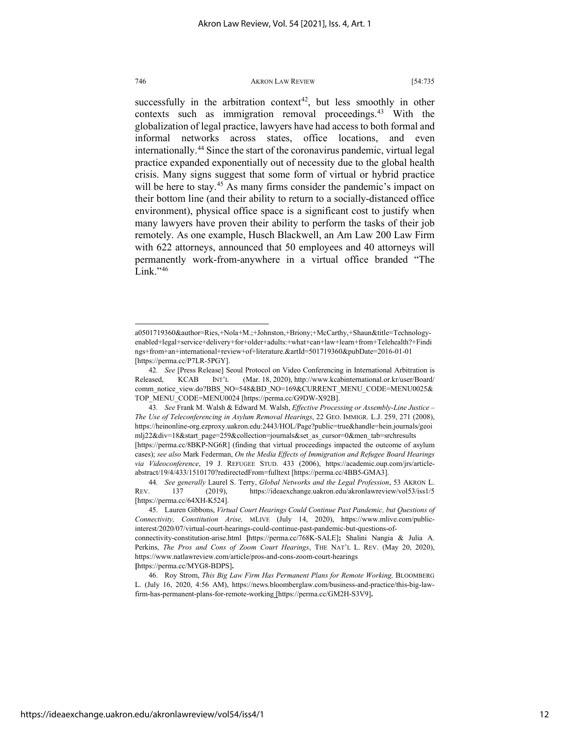successfully in the arbitration context[42], but less smoothly in other contexts such as immigration removal proceedings.[43] With the globalization of legal practice, lawyers have had access to both formal and informal networks across states, office locations, and even internationally.[44] Since the start of the coronavirus pandemic, virtual legal practice expanded exponentially out of necessity due to the global health crisis. Many signs suggest that some form of virtual or hybrid practice will be here to stay.[45] As many firms consider the pandemic's impact on their bottom line (and their ability to return to a socially-distanced office environment), physical office space is a significant cost to justify when many lawyers have proven their ability to perform the tasks of their job remotely. As one example, Husch Blackwell, an Am Law 200 Law Firm with 622 attorneys, announced that 50 employees and 40 attorneys will permanently work-from-anywhere in a virtual office branded "The Link."[46]

---

a0501719360&author=Ries,+Nola+M.;+Johnston,+Briony;+McCarthy,+Shaun&title=Technology-enabled+legal+service+delivery+for+older+adults:+what+can+law+learn+from+Telehealth?+Findings+from+an+international+review+of+literature.&artId=501719360&pubDate=2016-01-01 [https://perma.cc/P7LR-5PGY].

42. *See* [Press Release] Seoul Protocol on Video Conferencing in International Arbitration is Released, KCAB INT'L (Mar. 18, 2020), http://www.kcabinternational.or.kr/user/Board/comm_notice_view.do?BBS_NO=548&BD_NO=169&CURRENT_MENU_CODE=MENU0025&TOP_MENU_CODE=MENU0024 [https://perma.cc/G9DW-X92B].

43. *See* Frank M. Walsh & Edward M. Walsh, *Effective Processing or Assembly-Line Justice – The Use of Teleconferencing in Asylum Removal Hearings*, 22 GEO. IMMIGR. L.J. 259, 271 (2008), https://heinonline-org.ezproxy.uakron.edu:2443/HOL/Page?public=true&handle=hein.journals/geoimlj22&div=18&start_page=259&collection=journals&set_as_cursor=0&men_tab=srchresults [https://perma.cc/8BKP-NG6R] (finding that virtual proceedings impacted the outcome of asylum cases); *see also* Mark Federman, *On the Media Effects of Immigration and Refugee Board Hearings via Videoconference*, 19 J. REFUGEE STUD. 433 (2006), https://academic.oup.com/jrs/article-abstract/19/4/433/1510170?redirectedFrom=fulltext [https://perma.cc/4BB5-GMA3].

44. *See generally* Laurel S. Terry, *Global Networks and the Legal Profession*, 53 AKRON L. REV. 137 (2019), https://ideaexchange.uakron.edu/akronlawreview/vol53/iss1/5 [https://perma.cc/64XH-K524].

45. Lauren Gibbons, *Virtual Court Hearings Could Continue Past Pandemic, but Questions of Connectivity, Constitution Arise,* MLIVE (July 14, 2020), https://www.mlive.com/public-interest/2020/07/virtual-court-hearings-could-continue-past-pandemic-but-questions-of-connectivity-constitution-arise.html [https://perma.cc/768K-SALE]; Shalini Nangia & Julia A. Perkins, *The Pros and Cons of Zoom Court Hearings*, THE NAT'L L. REV. (May 20, 2020), https://www.natlawreview.com/article/pros-and-cons-zoom-court-hearings [https://perma.cc/MYG8-BDPS].

46. Roy Strom, *This Big Law Firm Has Permanent Plans for Remote Working,* BLOOMBERG L. (July 16, 2020, 4:56 AM), https://news.bloomberglaw.com/business-and-practice/this-big-law-firm-has-permanent-plans-for-remote-working [https://perma.cc/GM2H-S3V9].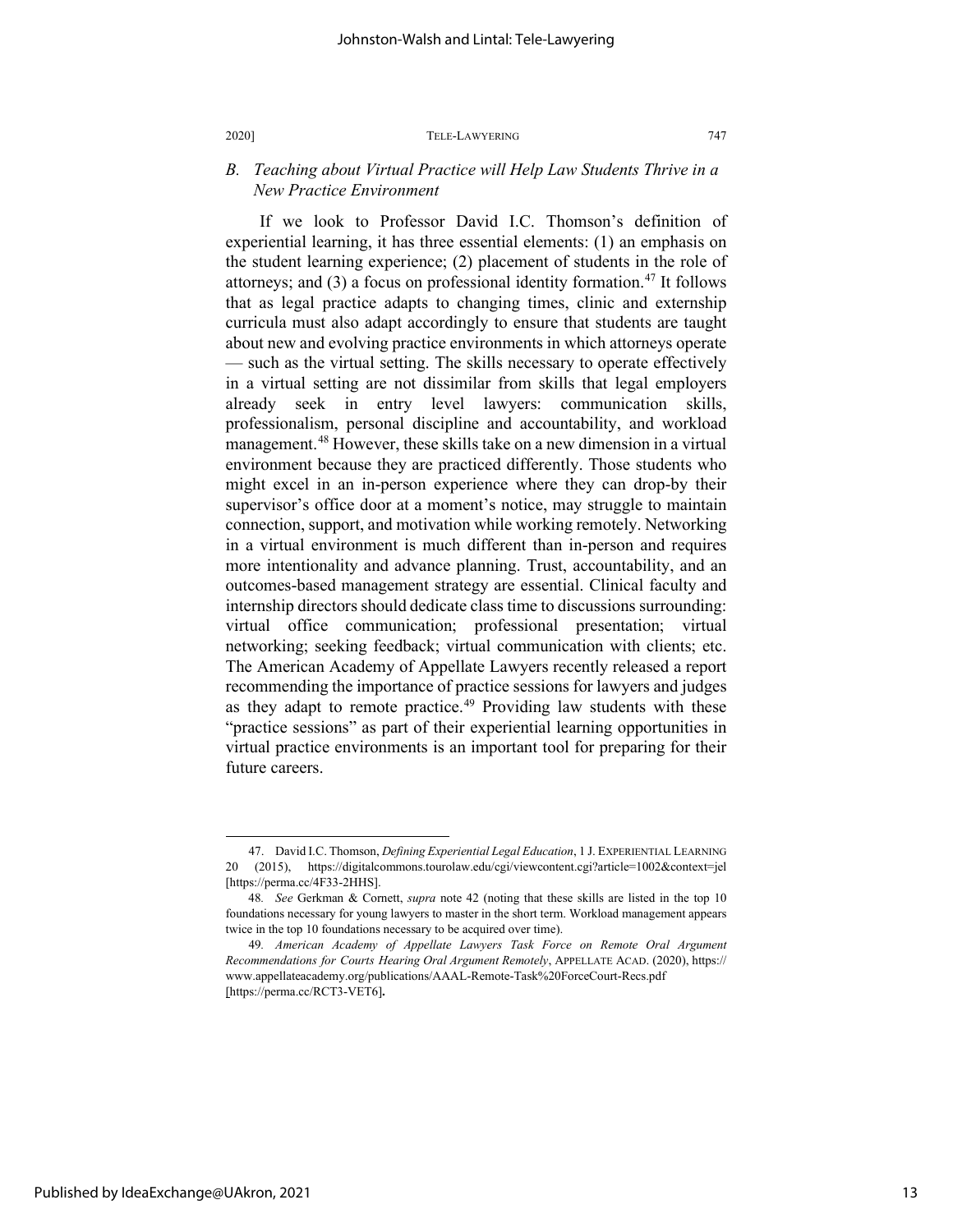### *B. Teaching about Virtual Practice will Help Law Students Thrive in a New Practice Environment*

If we look to Professor David I.C. Thomson's definition of experiential learning, it has three essential elements: (1) an emphasis on the student learning experience; (2) placement of students in the role of attorneys; and (3) a focus on professional identity formation.[47] It follows that as legal practice adapts to changing times, clinic and externship curricula must also adapt accordingly to ensure that students are taught about new and evolving practice environments in which attorneys operate — such as the virtual setting. The skills necessary to operate effectively in a virtual setting are not dissimilar from skills that legal employers already seek in entry level lawyers: communication skills, professionalism, personal discipline and accountability, and workload management.[48] However, these skills take on a new dimension in a virtual environment because they are practiced differently. Those students who might excel in an in-person experience where they can drop-by their supervisor's office door at a moment's notice, may struggle to maintain connection, support, and motivation while working remotely. Networking in a virtual environment is much different than in-person and requires more intentionality and advance planning. Trust, accountability, and an outcomes-based management strategy are essential. Clinical faculty and internship directors should dedicate class time to discussions surrounding: virtual office communication; professional presentation; virtual networking; seeking feedback; virtual communication with clients; etc. The American Academy of Appellate Lawyers recently released a report recommending the importance of practice sessions for lawyers and judges as they adapt to remote practice.[49] Providing law students with these "practice sessions" as part of their experiential learning opportunities in virtual practice environments is an important tool for preparing for their future careers.

---

47. David I.C. Thomson, *Defining Experiential Legal Education*, 1 J. EXPERIENTIAL LEARNING 20 (2015), https://digitalcommons.tourolaw.edu/cgi/viewcontent.cgi?article=1002&context=jel [https://perma.cc/4F33-2HHS].

48. *See* Gerkman & Cornett, *supra* note 42 (noting that these skills are listed in the top 10 foundations necessary for young lawyers to master in the short term. Workload management appears twice in the top 10 foundations necessary to be acquired over time).

49. *American Academy of Appellate Lawyers Task Force on Remote Oral Argument Recommendations for Courts Hearing Oral Argument Remotely*, APPELLATE ACAD. (2020), https://www.appellateacademy.org/publications/AAAL-Remote-Task%20ForceCourt-Recs.pdf [https://perma.cc/RCT3-VET6].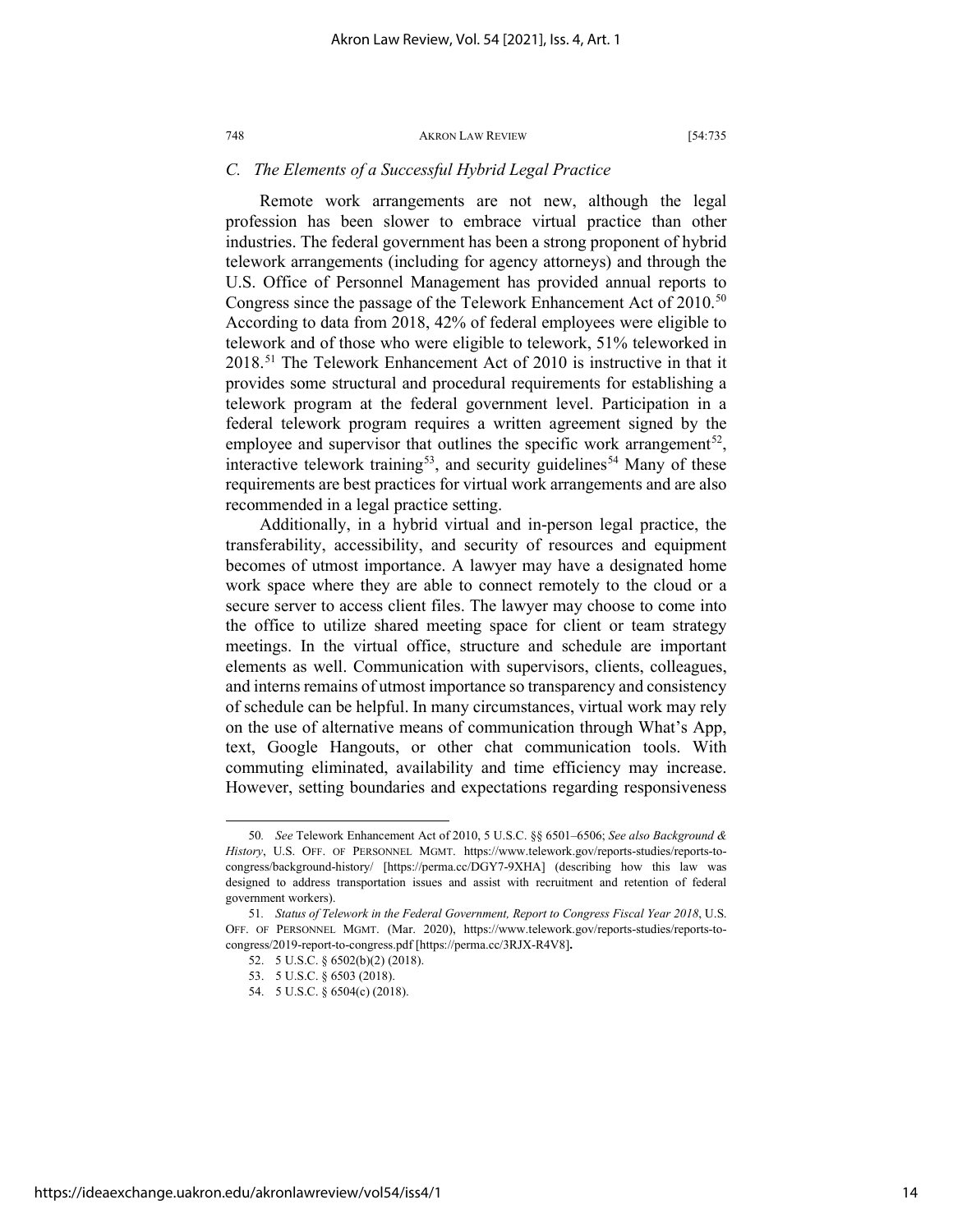### *C. The Elements of a Successful Hybrid Legal Practice*

Remote work arrangements are not new, although the legal profession has been slower to embrace virtual practice than other industries. The federal government has been a strong proponent of hybrid telework arrangements (including for agency attorneys) and through the U.S. Office of Personnel Management has provided annual reports to Congress since the passage of the Telework Enhancement Act of 2010.[50] According to data from 2018, 42% of federal employees were eligible to telework and of those who were eligible to telework, 51% teleworked in 2018.[51] The Telework Enhancement Act of 2010 is instructive in that it provides some structural and procedural requirements for establishing a telework program at the federal government level. Participation in a federal telework program requires a written agreement signed by the employee and supervisor that outlines the specific work arrangement[52], interactive telework training[53], and security guidelines[54] Many of these requirements are best practices for virtual work arrangements and are also recommended in a legal practice setting.

Additionally, in a hybrid virtual and in-person legal practice, the transferability, accessibility, and security of resources and equipment becomes of utmost importance. A lawyer may have a designated home work space where they are able to connect remotely to the cloud or a secure server to access client files. The lawyer may choose to come into the office to utilize shared meeting space for client or team strategy meetings. In the virtual office, structure and schedule are important elements as well. Communication with supervisors, clients, colleagues, and interns remains of utmost importance so transparency and consistency of schedule can be helpful. In many circumstances, virtual work may rely on the use of alternative means of communication through What's App, text, Google Hangouts, or other chat communication tools. With commuting eliminated, availability and time efficiency may increase. However, setting boundaries and expectations regarding responsiveness

---

50. *See* Telework Enhancement Act of 2010, 5 U.S.C. §§ 6501–6506; *See also Background & History*, U.S. OFF. OF PERSONNEL MGMT. https://www.telework.gov/reports-studies/reports-to-congress/background-history/ [https://perma.cc/DGY7-9XHA] (describing how this law was designed to address transportation issues and assist with recruitment and retention of federal government workers).

51. *Status of Telework in the Federal Government, Report to Congress Fiscal Year 2018*, U.S. OFF. OF PERSONNEL MGMT. (Mar. 2020), https://www.telework.gov/reports-studies/reports-to-congress/2019-report-to-congress.pdf [https://perma.cc/3RJX-R4V8].

52. 5 U.S.C. § 6502(b)(2) (2018).

53. 5 U.S.C. § 6503 (2018).

54. 5 U.S.C. § 6504(c) (2018).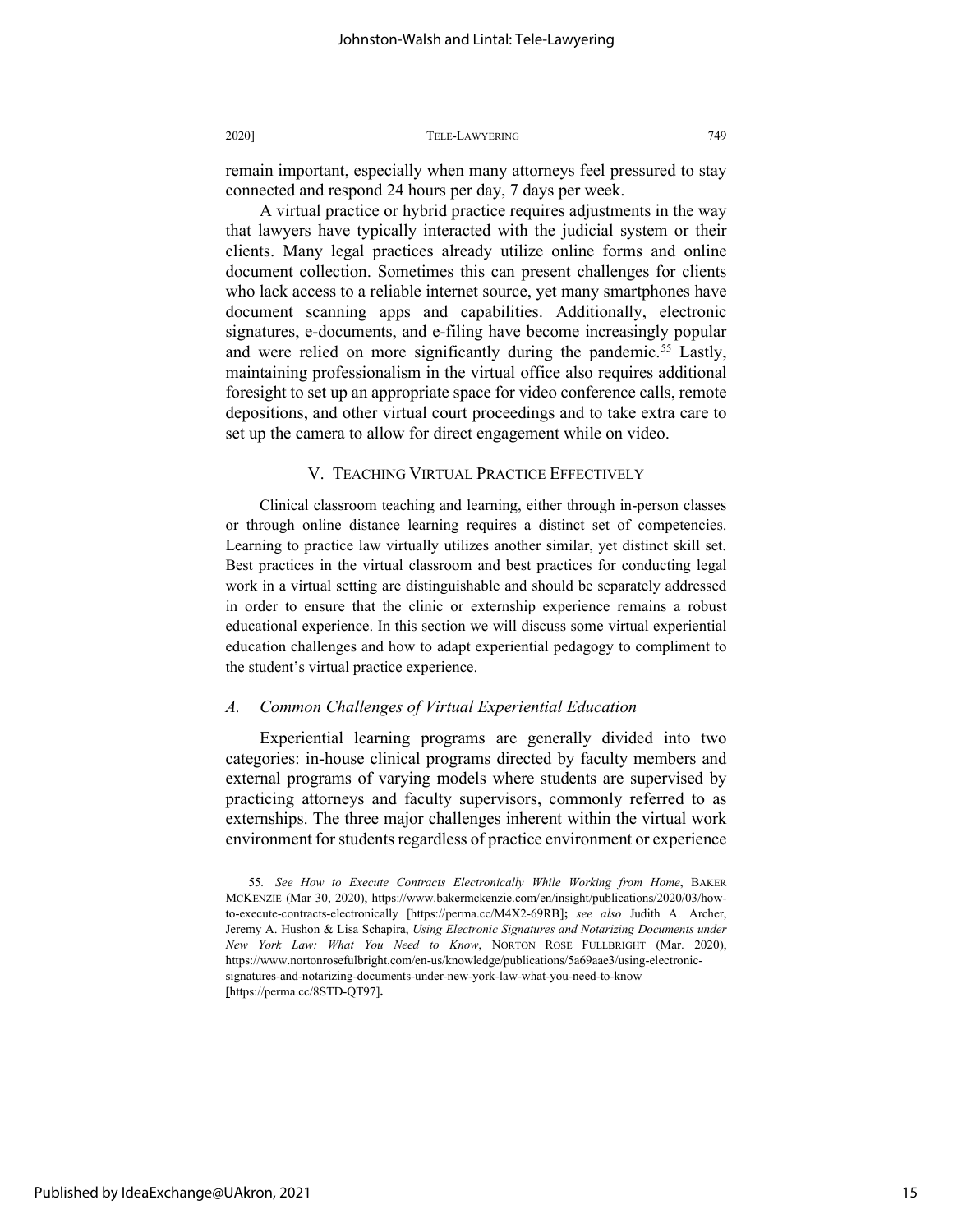remain important, especially when many attorneys feel pressured to stay connected and respond 24 hours per day, 7 days per week.

A virtual practice or hybrid practice requires adjustments in the way that lawyers have typically interacted with the judicial system or their clients. Many legal practices already utilize online forms and online document collection. Sometimes this can present challenges for clients who lack access to a reliable internet source, yet many smartphones have document scanning apps and capabilities. Additionally, electronic signatures, e-documents, and e-filing have become increasingly popular and were relied on more significantly during the pandemic.[55] Lastly, maintaining professionalism in the virtual office also requires additional foresight to set up an appropriate space for video conference calls, remote depositions, and other virtual court proceedings and to take extra care to set up the camera to allow for direct engagement while on video.

## V. Teaching Virtual Practice Effectively

Clinical classroom teaching and learning, either through in-person classes or through online distance learning requires a distinct set of competencies. Learning to practice law virtually utilizes another similar, yet distinct skill set. Best practices in the virtual classroom and best practices for conducting legal work in a virtual setting are distinguishable and should be separately addressed in order to ensure that the clinic or externship experience remains a robust educational experience. In this section we will discuss some virtual experiential education challenges and how to adapt experiential pedagogy to compliment to the student's virtual practice experience.

### *A. Common Challenges of Virtual Experiential Education*

Experiential learning programs are generally divided into two categories: in-house clinical programs directed by faculty members and external programs of varying models where students are supervised by practicing attorneys and faculty supervisors, commonly referred to as externships. The three major challenges inherent within the virtual work environment for students regardless of practice environment or experience

---

55. *See How to Execute Contracts Electronically While Working from Home*, BAKER MCKENZIE (Mar 30, 2020), https://www.bakermckenzie.com/en/insight/publications/2020/03/how-to-execute-contracts-electronically [https://perma.cc/M4X2-69RB]**;** *see also* Judith A. Archer, Jeremy A. Hushon & Lisa Schapira, *Using Electronic Signatures and Notarizing Documents under New York Law: What You Need to Know*, NORTON ROSE FULLBRIGHT (Mar. 2020), https://www.nortonrosefulbright.com/en-us/knowledge/publications/5a69aae3/using-electronic-signatures-and-notarizing-documents-under-new-york-law-what-you-need-to-know [https://perma.cc/8STD-QT97]**.**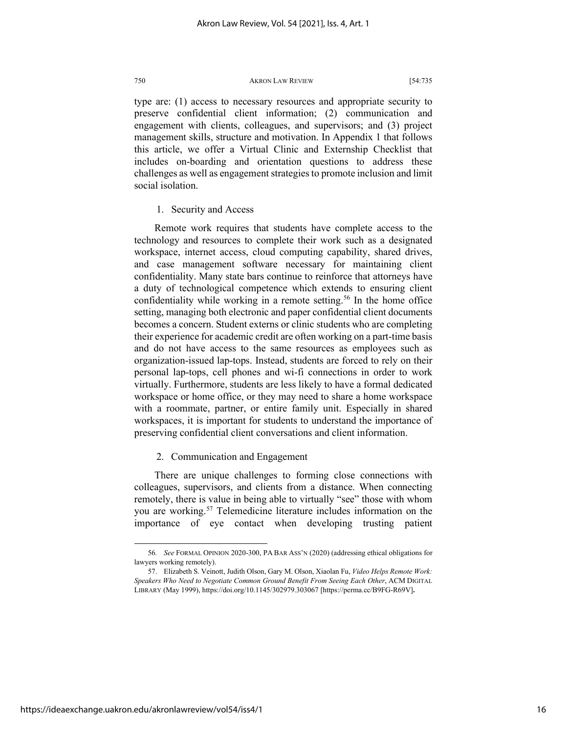type are: (1) access to necessary resources and appropriate security to preserve confidential client information; (2) communication and engagement with clients, colleagues, and supervisors; and (3) project management skills, structure and motivation. In Appendix 1 that follows this article, we offer a Virtual Clinic and Externship Checklist that includes on-boarding and orientation questions to address these challenges as well as engagement strategies to promote inclusion and limit social isolation.

1. Security and Access

Remote work requires that students have complete access to the technology and resources to complete their work such as a designated workspace, internet access, cloud computing capability, shared drives, and case management software necessary for maintaining client confidentiality. Many state bars continue to reinforce that attorneys have a duty of technological competence which extends to ensuring client confidentiality while working in a remote setting.[56] In the home office setting, managing both electronic and paper confidential client documents becomes a concern. Student externs or clinic students who are completing their experience for academic credit are often working on a part-time basis and do not have access to the same resources as employees such as organization-issued lap-tops. Instead, students are forced to rely on their personal lap-tops, cell phones and wi-fi connections in order to work virtually. Furthermore, students are less likely to have a formal dedicated workspace or home office, or they may need to share a home workspace with a roommate, partner, or entire family unit. Especially in shared workspaces, it is important for students to understand the importance of preserving confidential client conversations and client information.

2. Communication and Engagement

There are unique challenges to forming close connections with colleagues, supervisors, and clients from a distance. When connecting remotely, there is value in being able to virtually "see" those with whom you are working.[57] Telemedicine literature includes information on the importance of eye contact when developing trusting patient

---

56. *See* FORMAL OPINION 2020-300, PA BAR ASS'N (2020) (addressing ethical obligations for lawyers working remotely).

57. Elizabeth S. Veinott, Judith Olson, Gary M. Olson, Xiaolan Fu, *Video Helps Remote Work: Speakers Who Need to Negotiate Common Ground Benefit From Seeing Each Other*, ACM DIGITAL LIBRARY (May 1999), https://doi.org/10.1145/302979.303067 [https://perma.cc/B9FG-R69V].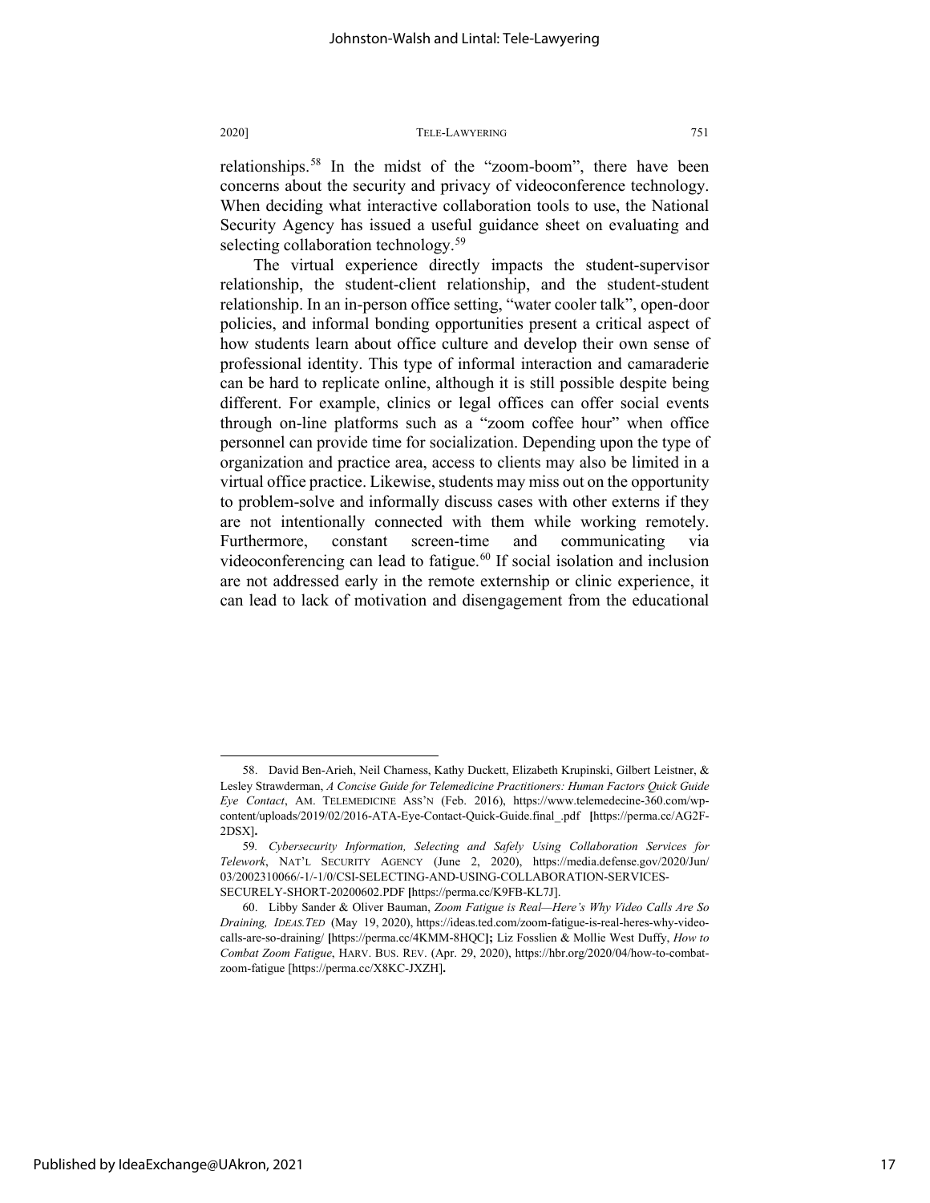relationships.[58] In the midst of the "zoom-boom", there have been concerns about the security and privacy of videoconference technology. When deciding what interactive collaboration tools to use, the National Security Agency has issued a useful guidance sheet on evaluating and selecting collaboration technology.[59]

The virtual experience directly impacts the student-supervisor relationship, the student-client relationship, and the student-student relationship. In an in-person office setting, "water cooler talk", open-door policies, and informal bonding opportunities present a critical aspect of how students learn about office culture and develop their own sense of professional identity. This type of informal interaction and camaraderie can be hard to replicate online, although it is still possible despite being different. For example, clinics or legal offices can offer social events through on-line platforms such as a "zoom coffee hour" when office personnel can provide time for socialization. Depending upon the type of organization and practice area, access to clients may also be limited in a virtual office practice. Likewise, students may miss out on the opportunity to problem-solve and informally discuss cases with other externs if they are not intentionally connected with them while working remotely. Furthermore, constant screen-time and communicating via videoconferencing can lead to fatigue.[60] If social isolation and inclusion are not addressed early in the remote externship or clinic experience, it can lead to lack of motivation and disengagement from the educational

---

58. David Ben-Arieh, Neil Charness, Kathy Duckett, Elizabeth Krupinski, Gilbert Leistner, & Lesley Strawderman, *A Concise Guide for Telemedicine Practitioners: Human Factors Quick Guide Eye Contact*, AM. TELEMEDICINE ASS'N (Feb. 2016), https://www.telemedecine-360.com/wp-content/uploads/2019/02/2016-ATA-Eye-Contact-Quick-Guide.final_.pdf [https://perma.cc/AG2F-2DSX].

59. *Cybersecurity Information, Selecting and Safely Using Collaboration Services for Telework*, NAT'L SECURITY AGENCY (June 2, 2020), https://media.defense.gov/2020/Jun/03/2002310066/-1/-1/0/CSI-SELECTING-AND-USING-COLLABORATION-SERVICES-SECURELY-SHORT-20200602.PDF [https://perma.cc/K9FB-KL7J].

60. Libby Sander & Oliver Bauman, *Zoom Fatigue is Real—Here's Why Video Calls Are So Draining, IDEAS.TED* (May 19, 2020), https://ideas.ted.com/zoom-fatigue-is-real-heres-why-video-calls-are-so-draining/ [https://perma.cc/4KMM-8HQC]; Liz Fosslien & Mollie West Duffy, *How to Combat Zoom Fatigue*, HARV. BUS. REV. (Apr. 29, 2020), https://hbr.org/2020/04/how-to-combat-zoom-fatigue [https://perma.cc/X8KC-JXZH].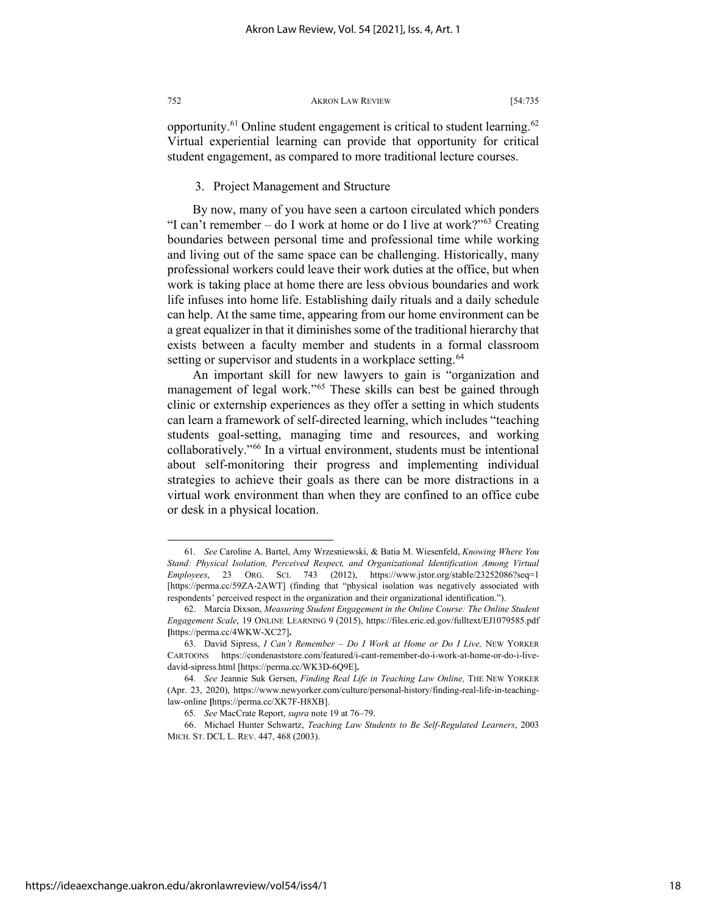opportunity.[61] Online student engagement is critical to student learning.[62] Virtual experiential learning can provide that opportunity for critical student engagement, as compared to more traditional lecture courses.

### 3. Project Management and Structure

By now, many of you have seen a cartoon circulated which ponders "I can't remember – do I work at home or do I live at work?"[63] Creating boundaries between personal time and professional time while working and living out of the same space can be challenging. Historically, many professional workers could leave their work duties at the office, but when work is taking place at home there are less obvious boundaries and work life infuses into home life. Establishing daily rituals and a daily schedule can help. At the same time, appearing from our home environment can be a great equalizer in that it diminishes some of the traditional hierarchy that exists between a faculty member and students in a formal classroom setting or supervisor and students in a workplace setting.[64]

An important skill for new lawyers to gain is "organization and management of legal work."[65] These skills can best be gained through clinic or externship experiences as they offer a setting in which students can learn a framework of self-directed learning, which includes "teaching students goal-setting, managing time and resources, and working collaboratively."[66] In a virtual environment, students must be intentional about self-monitoring their progress and implementing individual strategies to achieve their goals as there can be more distractions in a virtual work environment than when they are confined to an office cube or desk in a physical location.

---

61. *See* Caroline A. Bartel, Amy Wrzesniewski, & Batia M. Wiesenfeld, *Knowing Where You Stand: Physical Isolation, Perceived Respect, and Organizational Identification Among Virtual Employees*, 23 ORG. SCI. 743 (2012), https://www.jstor.org/stable/23252086?seq=1 [https://perma.cc/59ZA-2AWT] (finding that "physical isolation was negatively associated with respondents' perceived respect in the organization and their organizational identification.").

62. Marcia Dixson, *Measuring Student Engagement in the Online Course: The Online Student Engagement Scale*, 19 ONLINE LEARNING 9 (2015), https://files.eric.ed.gov/fulltext/EJ1079585.pdf [https://perma.cc/4WKW-XC27].

63. David Sipress, *I Can't Remember – Do I Work at Home or Do I Live,* NEW YORKER CARTOONS https://condenaststore.com/featured/i-cant-remember-do-i-work-at-home-or-do-i-live-david-sipress.html [https://perma.cc/WK3D-6Q9E].

64. *See* Jeannie Suk Gersen, *Finding Real Life in Teaching Law Online,* THE NEW YORKER (Apr. 23, 2020), https://www.newyorker.com/culture/personal-history/finding-real-life-in-teaching-law-online [https://perma.cc/XK7F-H8XB].

65. *See* MacCrate Report, *supra* note 19 at 76–79.

66. Michael Hunter Schwartz, *Teaching Law Students to Be Self-Regulated Learners*, 2003 MICH. ST. DCL L. REV. 447, 468 (2003).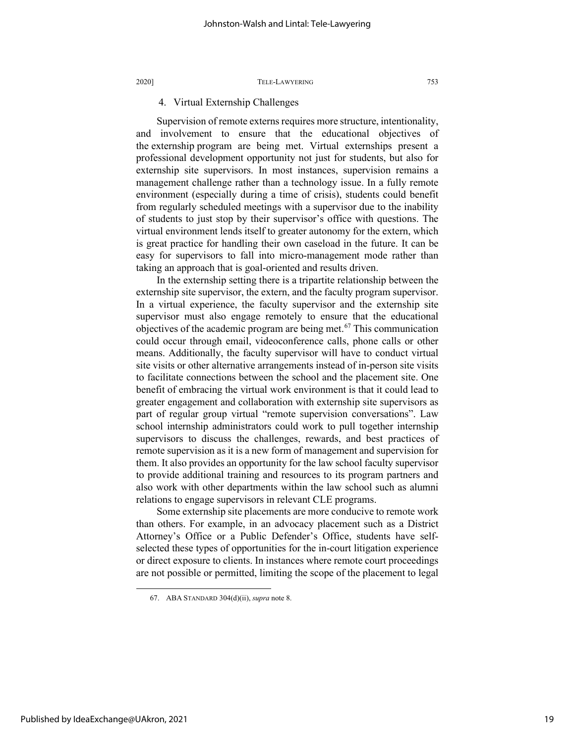### 4. Virtual Externship Challenges

Supervision of remote externs requires more structure, intentionality, and involvement to ensure that the educational objectives of the externship program are being met. Virtual externships present a professional development opportunity not just for students, but also for externship site supervisors. In most instances, supervision remains a management challenge rather than a technology issue. In a fully remote environment (especially during a time of crisis), students could benefit from regularly scheduled meetings with a supervisor due to the inability of students to just stop by their supervisor's office with questions. The virtual environment lends itself to greater autonomy for the extern, which is great practice for handling their own caseload in the future. It can be easy for supervisors to fall into micro-management mode rather than taking an approach that is goal-oriented and results driven.

In the externship setting there is a tripartite relationship between the externship site supervisor, the extern, and the faculty program supervisor. In a virtual experience, the faculty supervisor and the externship site supervisor must also engage remotely to ensure that the educational objectives of the academic program are being met.[67] This communication could occur through email, videoconference calls, phone calls or other means. Additionally, the faculty supervisor will have to conduct virtual site visits or other alternative arrangements instead of in-person site visits to facilitate connections between the school and the placement site. One benefit of embracing the virtual work environment is that it could lead to greater engagement and collaboration with externship site supervisors as part of regular group virtual "remote supervision conversations". Law school internship administrators could work to pull together internship supervisors to discuss the challenges, rewards, and best practices of remote supervision as it is a new form of management and supervision for them. It also provides an opportunity for the law school faculty supervisor to provide additional training and resources to its program partners and also work with other departments within the law school such as alumni relations to engage supervisors in relevant CLE programs.

Some externship site placements are more conducive to remote work than others. For example, in an advocacy placement such as a District Attorney's Office or a Public Defender's Office, students have self-selected these types of opportunities for the in-court litigation experience or direct exposure to clients. In instances where remote court proceedings are not possible or permitted, limiting the scope of the placement to legal

---

67. ABA STANDARD 304(d)(ii), *supra* note 8.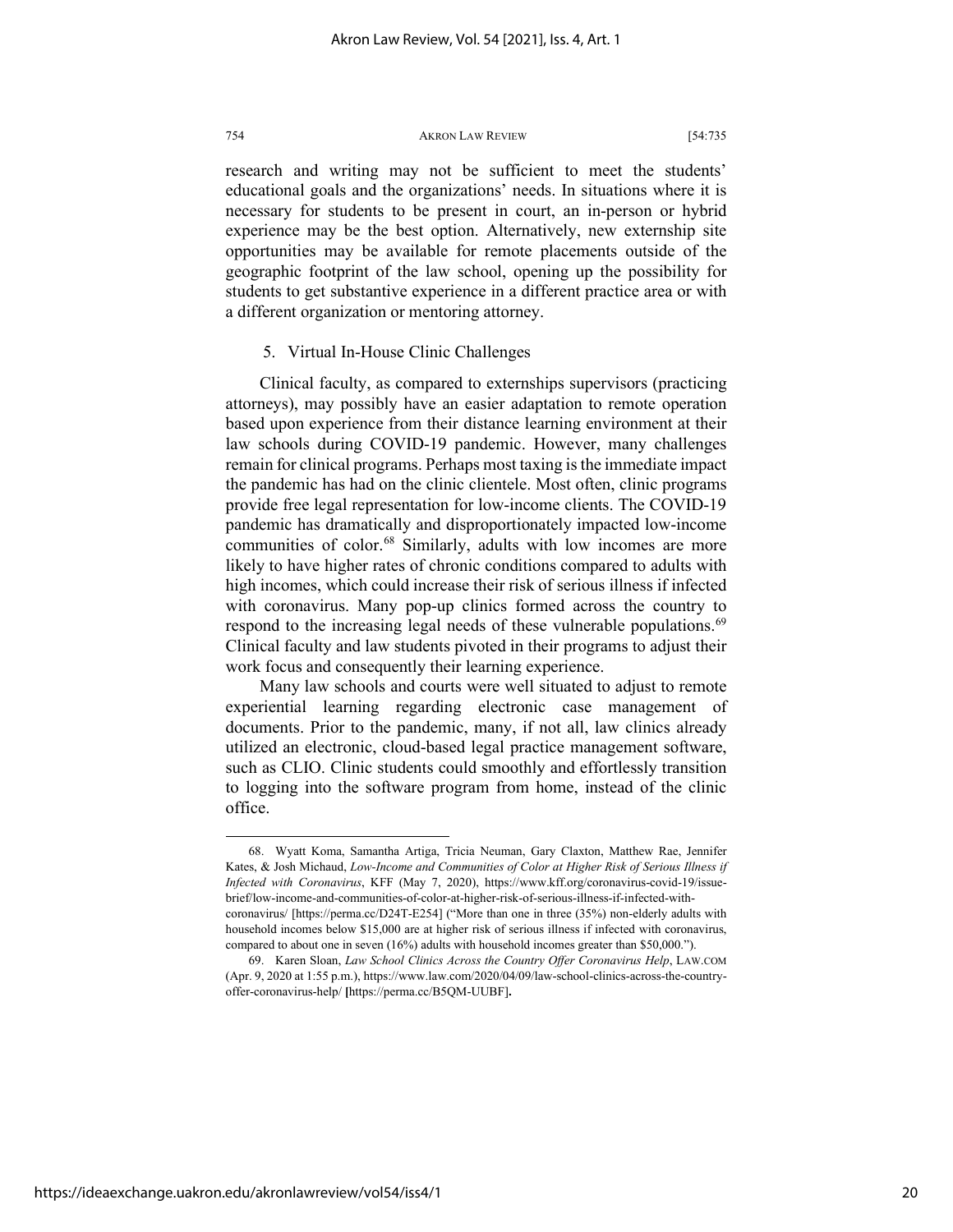research and writing may not be sufficient to meet the students' educational goals and the organizations' needs. In situations where it is necessary for students to be present in court, an in-person or hybrid experience may be the best option. Alternatively, new externship site opportunities may be available for remote placements outside of the geographic footprint of the law school, opening up the possibility for students to get substantive experience in a different practice area or with a different organization or mentoring attorney.

### 5. Virtual In-House Clinic Challenges

Clinical faculty, as compared to externships supervisors (practicing attorneys), may possibly have an easier adaptation to remote operation based upon experience from their distance learning environment at their law schools during COVID-19 pandemic. However, many challenges remain for clinical programs. Perhaps most taxing is the immediate impact the pandemic has had on the clinic clientele. Most often, clinic programs provide free legal representation for low-income clients. The COVID-19 pandemic has dramatically and disproportionately impacted low-income communities of color.[68] Similarly, adults with low incomes are more likely to have higher rates of chronic conditions compared to adults with high incomes, which could increase their risk of serious illness if infected with coronavirus. Many pop-up clinics formed across the country to respond to the increasing legal needs of these vulnerable populations.[69] Clinical faculty and law students pivoted in their programs to adjust their work focus and consequently their learning experience.

Many law schools and courts were well situated to adjust to remote experiential learning regarding electronic case management of documents. Prior to the pandemic, many, if not all, law clinics already utilized an electronic, cloud-based legal practice management software, such as CLIO. Clinic students could smoothly and effortlessly transition to logging into the software program from home, instead of the clinic office.

---

68. Wyatt Koma, Samantha Artiga, Tricia Neuman, Gary Claxton, Matthew Rae, Jennifer Kates, & Josh Michaud, *Low-Income and Communities of Color at Higher Risk of Serious Illness if Infected with Coronavirus*, KFF (May 7, 2020), https://www.kff.org/coronavirus-covid-19/issue-brief/low-income-and-communities-of-color-at-higher-risk-of-serious-illness-if-infected-with-coronavirus/ [https://perma.cc/D24T-E254] ("More than one in three (35%) non-elderly adults with household incomes below $15,000 are at higher risk of serious illness if infected with coronavirus, compared to about one in seven (16%) adults with household incomes greater than $50,000.").

69. Karen Sloan, *Law School Clinics Across the Country Offer Coronavirus Help*, LAW.COM (Apr. 9, 2020 at 1:55 p.m.), https://www.law.com/2020/04/09/law-school-clinics-across-the-country-offer-coronavirus-help/ **[**https://perma.cc/B5QM-UUBF]**.**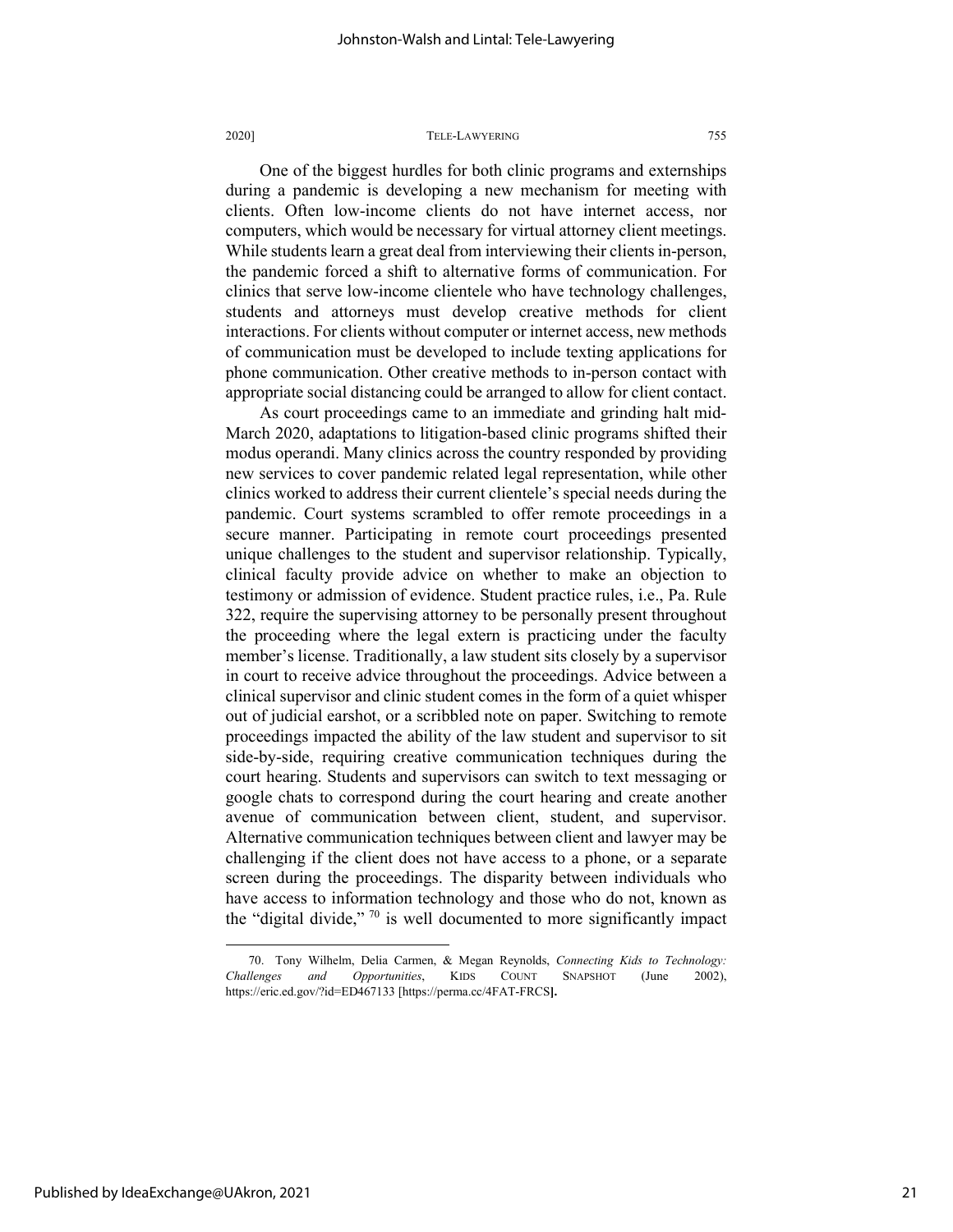One of the biggest hurdles for both clinic programs and externships during a pandemic is developing a new mechanism for meeting with clients. Often low-income clients do not have internet access, nor computers, which would be necessary for virtual attorney client meetings. While students learn a great deal from interviewing their clients in-person, the pandemic forced a shift to alternative forms of communication. For clinics that serve low-income clientele who have technology challenges, students and attorneys must develop creative methods for client interactions. For clients without computer or internet access, new methods of communication must be developed to include texting applications for phone communication. Other creative methods to in-person contact with appropriate social distancing could be arranged to allow for client contact.

As court proceedings came to an immediate and grinding halt mid-March 2020, adaptations to litigation-based clinic programs shifted their modus operandi. Many clinics across the country responded by providing new services to cover pandemic related legal representation, while other clinics worked to address their current clientele's special needs during the pandemic. Court systems scrambled to offer remote proceedings in a secure manner. Participating in remote court proceedings presented unique challenges to the student and supervisor relationship. Typically, clinical faculty provide advice on whether to make an objection to testimony or admission of evidence. Student practice rules, i.e., Pa. Rule 322, require the supervising attorney to be personally present throughout the proceeding where the legal extern is practicing under the faculty member's license. Traditionally, a law student sits closely by a supervisor in court to receive advice throughout the proceedings. Advice between a clinical supervisor and clinic student comes in the form of a quiet whisper out of judicial earshot, or a scribbled note on paper. Switching to remote proceedings impacted the ability of the law student and supervisor to sit side-by-side, requiring creative communication techniques during the court hearing. Students and supervisors can switch to text messaging or google chats to correspond during the court hearing and create another avenue of communication between client, student, and supervisor. Alternative communication techniques between client and lawyer may be challenging if the client does not have access to a phone, or a separate screen during the proceedings. The disparity between individuals who have access to information technology and those who do not, known as the "digital divide," [70] is well documented to more significantly impact

---

70. Tony Wilhelm, Delia Carmen, & Megan Reynolds, *Connecting Kids to Technology: Challenges and Opportunities*, KIDS COUNT SNAPSHOT (June 2002), https://eric.ed.gov/?id=ED467133 [https://perma.cc/4FAT-FRCS].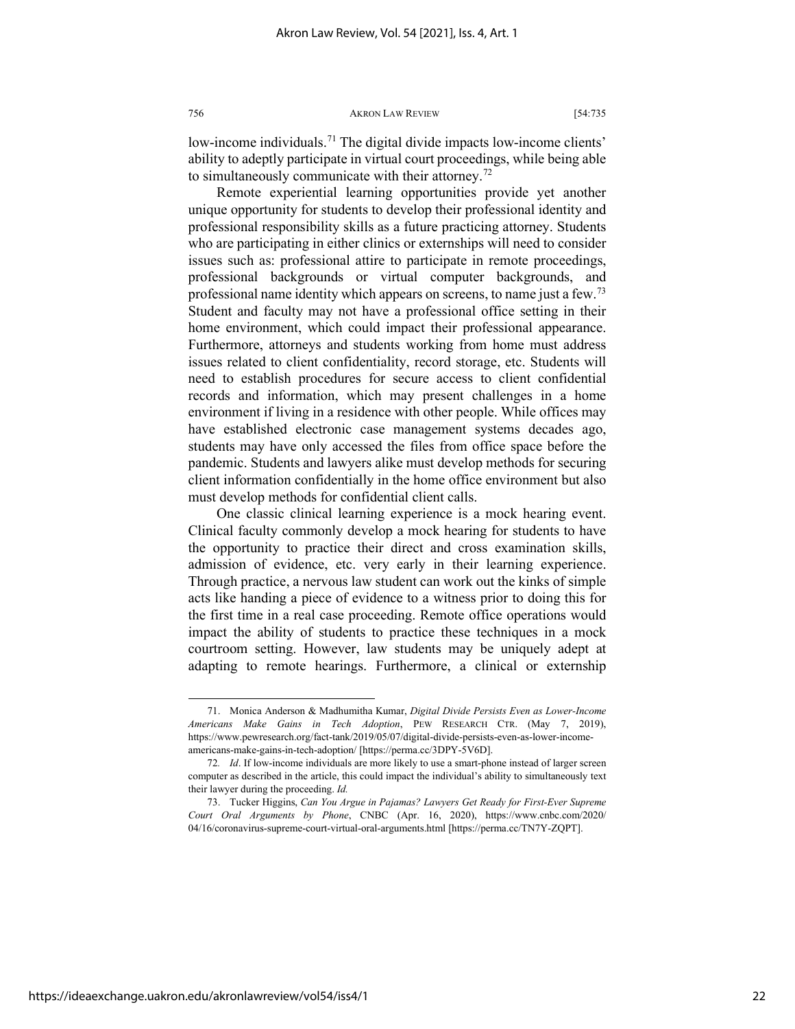low-income individuals.[71] The digital divide impacts low-income clients' ability to adeptly participate in virtual court proceedings, while being able to simultaneously communicate with their attorney.[72]

Remote experiential learning opportunities provide yet another unique opportunity for students to develop their professional identity and professional responsibility skills as a future practicing attorney. Students who are participating in either clinics or externships will need to consider issues such as: professional attire to participate in remote proceedings, professional backgrounds or virtual computer backgrounds, and professional name identity which appears on screens, to name just a few.[73] Student and faculty may not have a professional office setting in their home environment, which could impact their professional appearance. Furthermore, attorneys and students working from home must address issues related to client confidentiality, record storage, etc. Students will need to establish procedures for secure access to client confidential records and information, which may present challenges in a home environment if living in a residence with other people. While offices may have established electronic case management systems decades ago, students may have only accessed the files from office space before the pandemic. Students and lawyers alike must develop methods for securing client information confidentially in the home office environment but also must develop methods for confidential client calls.

One classic clinical learning experience is a mock hearing event. Clinical faculty commonly develop a mock hearing for students to have the opportunity to practice their direct and cross examination skills, admission of evidence, etc. very early in their learning experience. Through practice, a nervous law student can work out the kinks of simple acts like handing a piece of evidence to a witness prior to doing this for the first time in a real case proceeding. Remote office operations would impact the ability of students to practice these techniques in a mock courtroom setting. However, law students may be uniquely adept at adapting to remote hearings. Furthermore, a clinical or externship

---

71. Monica Anderson & Madhumitha Kumar, *Digital Divide Persists Even as Lower-Income Americans Make Gains in Tech Adoption*, PEW RESEARCH CTR. (May 7, 2019), https://www.pewresearch.org/fact-tank/2019/05/07/digital-divide-persists-even-as-lower-income-americans-make-gains-in-tech-adoption/ [https://perma.cc/3DPY-5V6D].

72. *Id*. If low-income individuals are more likely to use a smart-phone instead of larger screen computer as described in the article, this could impact the individual's ability to simultaneously text their lawyer during the proceeding. *Id.*

73. Tucker Higgins, *Can You Argue in Pajamas? Lawyers Get Ready for First-Ever Supreme Court Oral Arguments by Phone*, CNBC (Apr. 16, 2020), https://www.cnbc.com/2020/04/16/coronavirus-supreme-court-virtual-oral-arguments.html [https://perma.cc/TN7Y-ZQPT].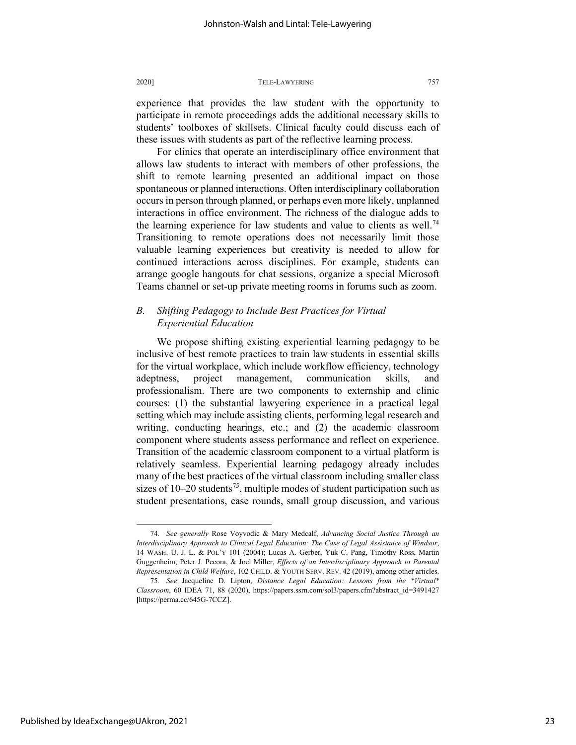experience that provides the law student with the opportunity to participate in remote proceedings adds the additional necessary skills to students' toolboxes of skillsets. Clinical faculty could discuss each of these issues with students as part of the reflective learning process.

For clinics that operate an interdisciplinary office environment that allows law students to interact with members of other professions, the shift to remote learning presented an additional impact on those spontaneous or planned interactions. Often interdisciplinary collaboration occurs in person through planned, or perhaps even more likely, unplanned interactions in office environment. The richness of the dialogue adds to the learning experience for law students and value to clients as well.[74] Transitioning to remote operations does not necessarily limit those valuable learning experiences but creativity is needed to allow for continued interactions across disciplines. For example, students can arrange google hangouts for chat sessions, organize a special Microsoft Teams channel or set-up private meeting rooms in forums such as zoom.

### *B. Shifting Pedagogy to Include Best Practices for Virtual Experiential Education*

We propose shifting existing experiential learning pedagogy to be inclusive of best remote practices to train law students in essential skills for the virtual workplace, which include workflow efficiency, technology adeptness, project management, communication skills, and professionalism. There are two components to externship and clinic courses: (1) the substantial lawyering experience in a practical legal setting which may include assisting clients, performing legal research and writing, conducting hearings, etc.; and (2) the academic classroom component where students assess performance and reflect on experience. Transition of the academic classroom component to a virtual platform is relatively seamless. Experiential learning pedagogy already includes many of the best practices of the virtual classroom including smaller class sizes of 10–20 students[75], multiple modes of student participation such as student presentations, case rounds, small group discussion, and various

---

74. *See generally* Rose Voyvodic & Mary Medcalf, *Advancing Social Justice Through an Interdisciplinary Approach to Clinical Legal Education: The Case of Legal Assistance of Windsor*, 14 WASH. U. J. L. & POL'Y 101 (2004); Lucas A. Gerber, Yuk C. Pang, Timothy Ross, Martin Guggenheim, Peter J. Pecora, & Joel Miller, *Effects of an Interdisciplinary Approach to Parental Representation in Child Welfare*, 102 CHILD. & YOUTH SERV. REV. 42 (2019), among other articles.

75. *See* Jacqueline D. Lipton, *Distance Legal Education: Lessons from the \*Virtual\* Classroom*, 60 IDEA 71, 88 (2020), https://papers.ssrn.com/sol3/papers.cfm?abstract_id=3491427 [https://perma.cc/645G-7CCZ].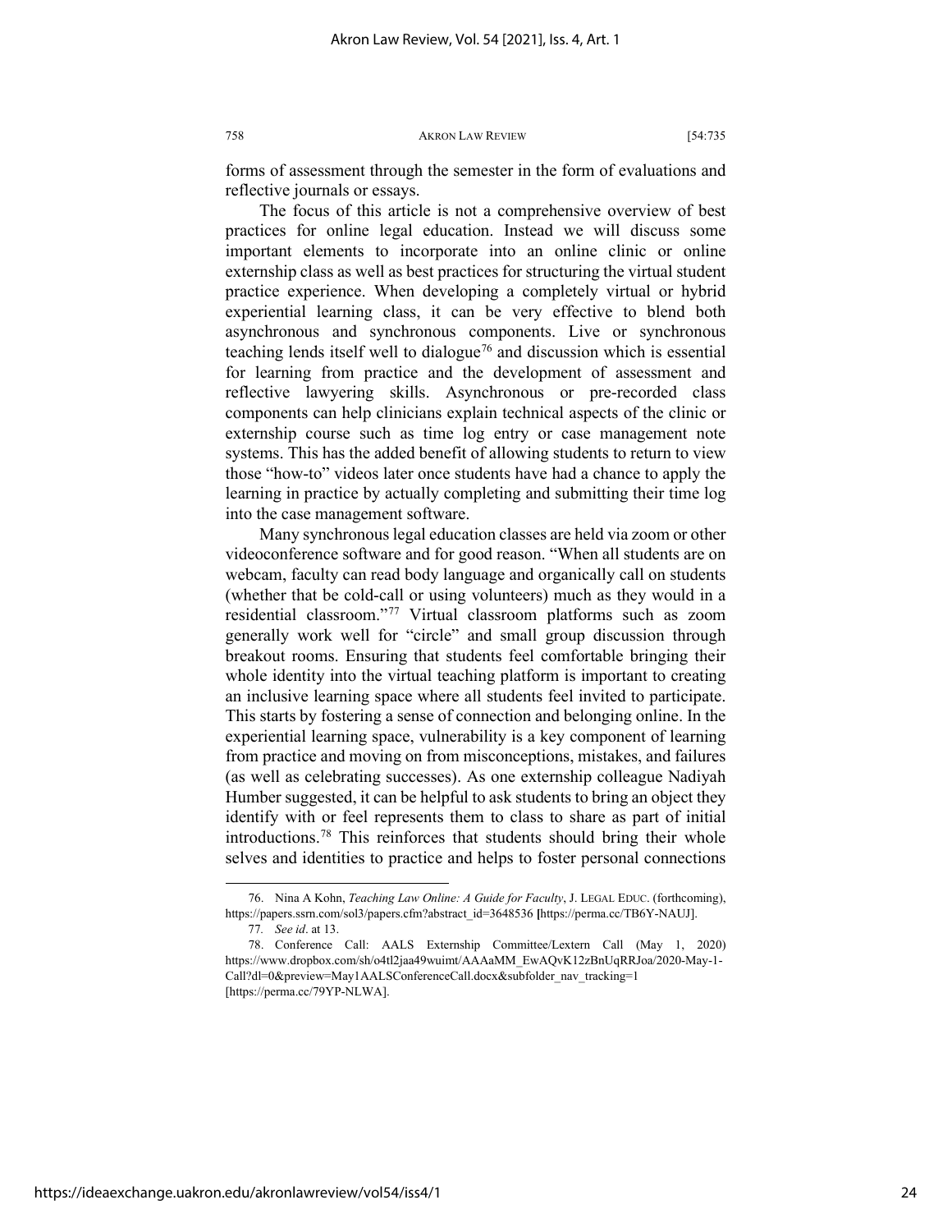forms of assessment through the semester in the form of evaluations and reflective journals or essays.

The focus of this article is not a comprehensive overview of best practices for online legal education. Instead we will discuss some important elements to incorporate into an online clinic or online externship class as well as best practices for structuring the virtual student practice experience. When developing a completely virtual or hybrid experiential learning class, it can be very effective to blend both asynchronous and synchronous components. Live or synchronous teaching lends itself well to dialogue[76] and discussion which is essential for learning from practice and the development of assessment and reflective lawyering skills. Asynchronous or pre-recorded class components can help clinicians explain technical aspects of the clinic or externship course such as time log entry or case management note systems. This has the added benefit of allowing students to return to view those "how-to" videos later once students have had a chance to apply the learning in practice by actually completing and submitting their time log into the case management software.

Many synchronous legal education classes are held via zoom or other videoconference software and for good reason. "When all students are on webcam, faculty can read body language and organically call on students (whether that be cold-call or using volunteers) much as they would in a residential classroom."[77] Virtual classroom platforms such as zoom generally work well for "circle" and small group discussion through breakout rooms. Ensuring that students feel comfortable bringing their whole identity into the virtual teaching platform is important to creating an inclusive learning space where all students feel invited to participate. This starts by fostering a sense of connection and belonging online. In the experiential learning space, vulnerability is a key component of learning from practice and moving on from misconceptions, mistakes, and failures (as well as celebrating successes). As one externship colleague Nadiyah Humber suggested, it can be helpful to ask students to bring an object they identify with or feel represents them to class to share as part of initial introductions.[78] This reinforces that students should bring their whole selves and identities to practice and helps to foster personal connections

---

76. Nina A Kohn, *Teaching Law Online: A Guide for Faculty*, J. LEGAL EDUC. (forthcoming), https://papers.ssrn.com/sol3/papers.cfm?abstract_id=3648536 [https://perma.cc/TB6Y-NAUJ].

77. *See id*. at 13.

78. Conference Call: AALS Externship Committee/Lextern Call (May 1, 2020) https://www.dropbox.com/sh/o4tl2jaa49wuimt/AAAaMM_EwAQvK12zBnUqRRJoa/2020-May-1-Call?dl=0&preview=May1AALSConferenceCall.docx&subfolder_nav_tracking=1 [https://perma.cc/79YP-NLWA].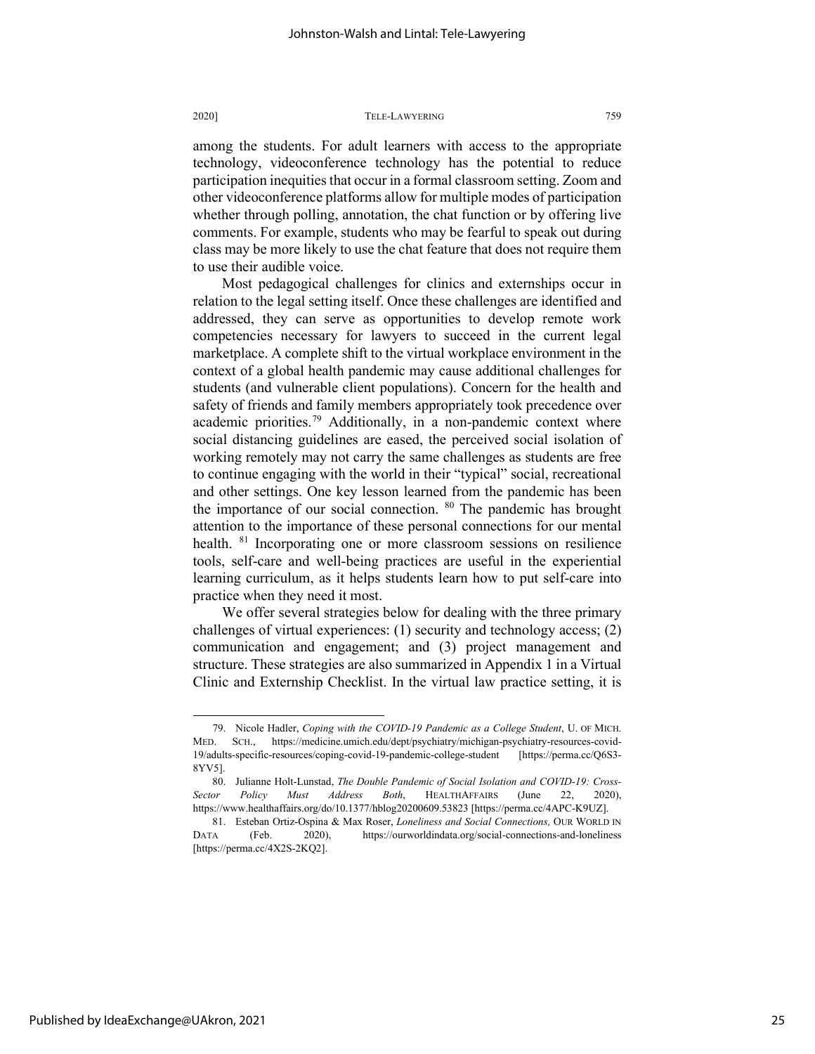among the students. For adult learners with access to the appropriate technology, videoconference technology has the potential to reduce participation inequities that occur in a formal classroom setting. Zoom and other videoconference platforms allow for multiple modes of participation whether through polling, annotation, the chat function or by offering live comments. For example, students who may be fearful to speak out during class may be more likely to use the chat feature that does not require them to use their audible voice.

Most pedagogical challenges for clinics and externships occur in relation to the legal setting itself. Once these challenges are identified and addressed, they can serve as opportunities to develop remote work competencies necessary for lawyers to succeed in the current legal marketplace. A complete shift to the virtual workplace environment in the context of a global health pandemic may cause additional challenges for students (and vulnerable client populations). Concern for the health and safety of friends and family members appropriately took precedence over academic priorities.[79] Additionally, in a non-pandemic context where social distancing guidelines are eased, the perceived social isolation of working remotely may not carry the same challenges as students are free to continue engaging with the world in their "typical" social, recreational and other settings. One key lesson learned from the pandemic has been the importance of our social connection. [80] The pandemic has brought attention to the importance of these personal connections for our mental health. [81] Incorporating one or more classroom sessions on resilience tools, self-care and well-being practices are useful in the experiential learning curriculum, as it helps students learn how to put self-care into practice when they need it most.

We offer several strategies below for dealing with the three primary challenges of virtual experiences: (1) security and technology access; (2) communication and engagement; and (3) project management and structure. These strategies are also summarized in Appendix 1 in a Virtual Clinic and Externship Checklist. In the virtual law practice setting, it is

---

79. Nicole Hadler, *Coping with the COVID-19 Pandemic as a College Student*, U. OF MICH. MED. SCH., https://medicine.umich.edu/dept/psychiatry/michigan-psychiatry-resources-covid-19/adults-specific-resources/coping-covid-19-pandemic-college-student [https://perma.cc/Q6S3-8YV5].

80. Julianne Holt-Lunstad, *The Double Pandemic of Social Isolation and COVID-19: Cross-Sector Policy Must Address Both*, HEALTHAFFAIRS (June 22, 2020), https://www.healthaffairs.org/do/10.1377/hblog20200609.53823 [https://perma.cc/4APC-K9UZ].

81. Esteban Ortiz-Ospina & Max Roser, *Loneliness and Social Connections,* OUR WORLD IN DATA (Feb. 2020), https://ourworldindata.org/social-connections-and-loneliness [https://perma.cc/4X2S-2KQ2].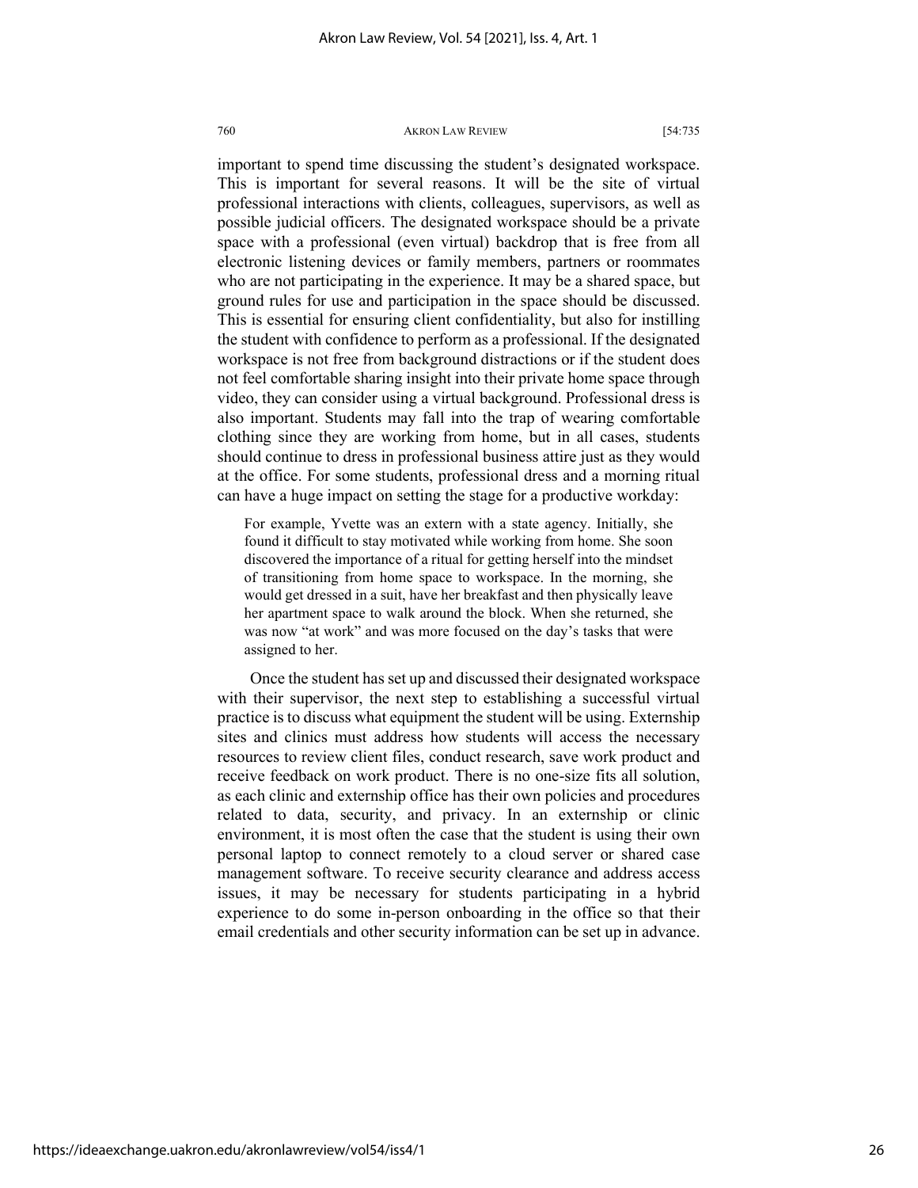important to spend time discussing the student's designated workspace. This is important for several reasons. It will be the site of virtual professional interactions with clients, colleagues, supervisors, as well as possible judicial officers. The designated workspace should be a private space with a professional (even virtual) backdrop that is free from all electronic listening devices or family members, partners or roommates who are not participating in the experience. It may be a shared space, but ground rules for use and participation in the space should be discussed. This is essential for ensuring client confidentiality, but also for instilling the student with confidence to perform as a professional. If the designated workspace is not free from background distractions or if the student does not feel comfortable sharing insight into their private home space through video, they can consider using a virtual background. Professional dress is also important. Students may fall into the trap of wearing comfortable clothing since they are working from home, but in all cases, students should continue to dress in professional business attire just as they would at the office. For some students, professional dress and a morning ritual can have a huge impact on setting the stage for a productive workday:

> For example, Yvette was an extern with a state agency. Initially, she found it difficult to stay motivated while working from home. She soon discovered the importance of a ritual for getting herself into the mindset of transitioning from home space to workspace. In the morning, she would get dressed in a suit, have her breakfast and then physically leave her apartment space to walk around the block. When she returned, she was now "at work" and was more focused on the day's tasks that were assigned to her.

Once the student has set up and discussed their designated workspace with their supervisor, the next step to establishing a successful virtual practice is to discuss what equipment the student will be using. Externship sites and clinics must address how students will access the necessary resources to review client files, conduct research, save work product and receive feedback on work product. There is no one-size fits all solution, as each clinic and externship office has their own policies and procedures related to data, security, and privacy. In an externship or clinic environment, it is most often the case that the student is using their own personal laptop to connect remotely to a cloud server or shared case management software. To receive security clearance and address access issues, it may be necessary for students participating in a hybrid experience to do some in-person onboarding in the office so that their email credentials and other security information can be set up in advance.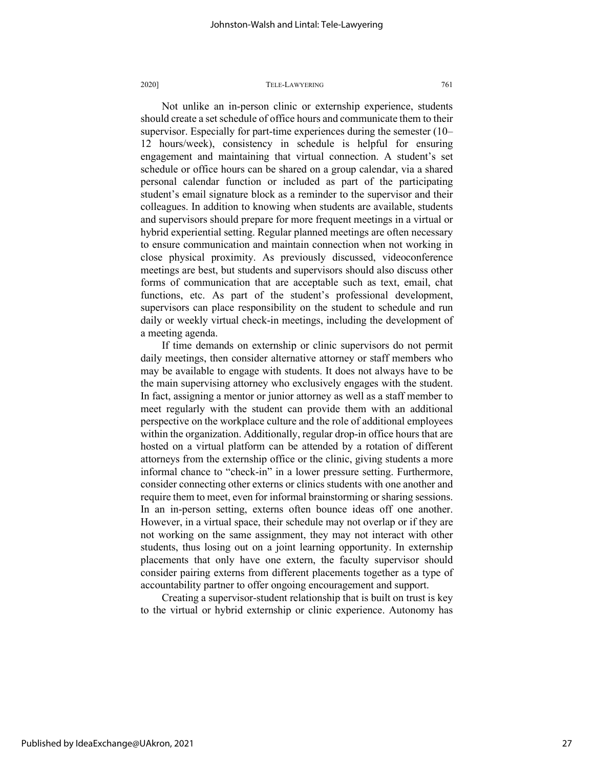Not unlike an in-person clinic or externship experience, students should create a set schedule of office hours and communicate them to their supervisor. Especially for part-time experiences during the semester (10–12 hours/week), consistency in schedule is helpful for ensuring engagement and maintaining that virtual connection. A student's set schedule or office hours can be shared on a group calendar, via a shared personal calendar function or included as part of the participating student's email signature block as a reminder to the supervisor and their colleagues. In addition to knowing when students are available, students and supervisors should prepare for more frequent meetings in a virtual or hybrid experiential setting. Regular planned meetings are often necessary to ensure communication and maintain connection when not working in close physical proximity. As previously discussed, videoconference meetings are best, but students and supervisors should also discuss other forms of communication that are acceptable such as text, email, chat functions, etc. As part of the student's professional development, supervisors can place responsibility on the student to schedule and run daily or weekly virtual check-in meetings, including the development of a meeting agenda.

If time demands on externship or clinic supervisors do not permit daily meetings, then consider alternative attorney or staff members who may be available to engage with students. It does not always have to be the main supervising attorney who exclusively engages with the student. In fact, assigning a mentor or junior attorney as well as a staff member to meet regularly with the student can provide them with an additional perspective on the workplace culture and the role of additional employees within the organization. Additionally, regular drop-in office hours that are hosted on a virtual platform can be attended by a rotation of different attorneys from the externship office or the clinic, giving students a more informal chance to "check-in" in a lower pressure setting. Furthermore, consider connecting other externs or clinics students with one another and require them to meet, even for informal brainstorming or sharing sessions. In an in-person setting, externs often bounce ideas off one another. However, in a virtual space, their schedule may not overlap or if they are not working on the same assignment, they may not interact with other students, thus losing out on a joint learning opportunity. In externship placements that only have one extern, the faculty supervisor should consider pairing externs from different placements together as a type of accountability partner to offer ongoing encouragement and support.

Creating a supervisor-student relationship that is built on trust is key to the virtual or hybrid externship or clinic experience. Autonomy has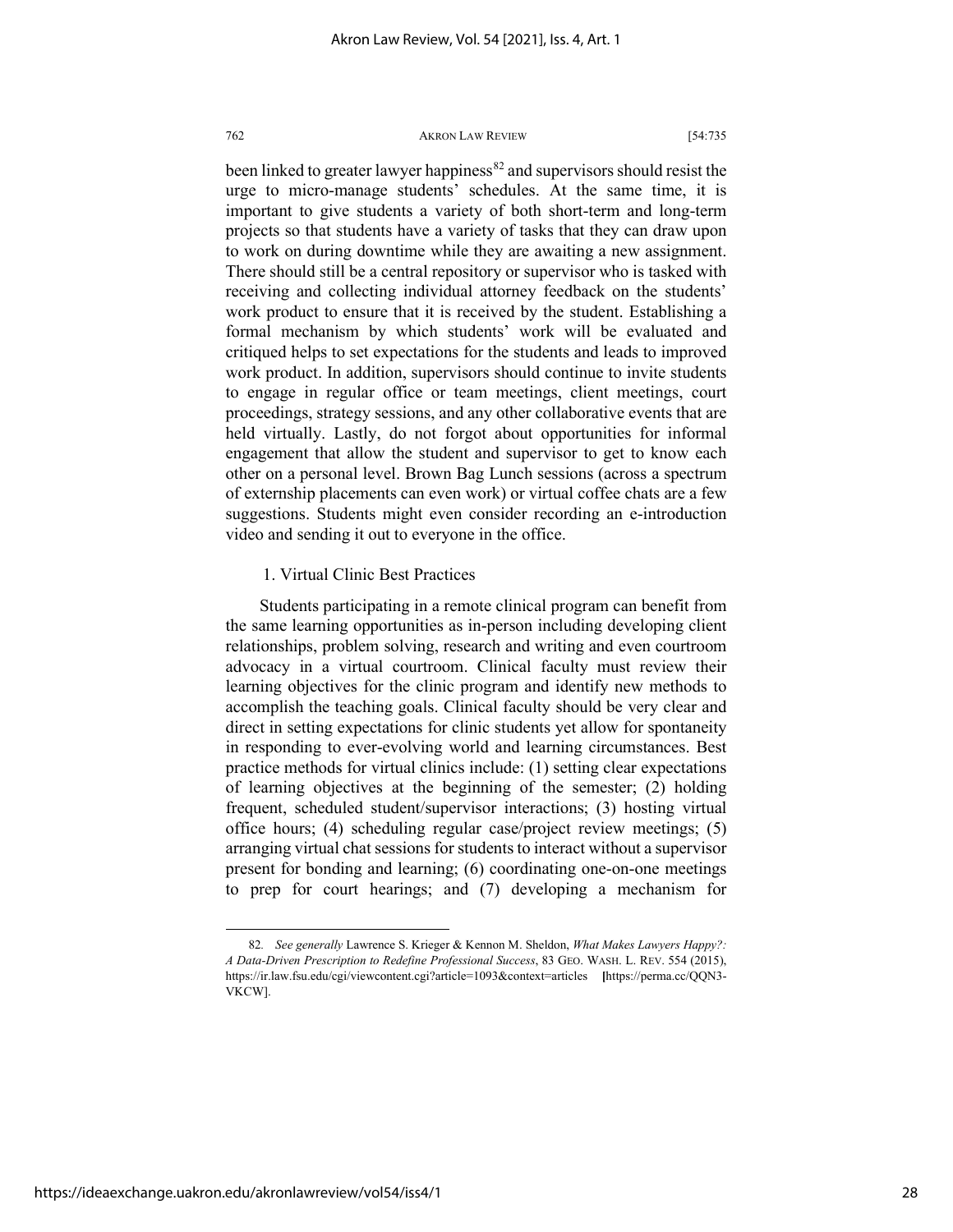been linked to greater lawyer happiness[82] and supervisors should resist the urge to micro-manage students' schedules. At the same time, it is important to give students a variety of both short-term and long-term projects so that students have a variety of tasks that they can draw upon to work on during downtime while they are awaiting a new assignment. There should still be a central repository or supervisor who is tasked with receiving and collecting individual attorney feedback on the students' work product to ensure that it is received by the student. Establishing a formal mechanism by which students' work will be evaluated and critiqued helps to set expectations for the students and leads to improved work product. In addition, supervisors should continue to invite students to engage in regular office or team meetings, client meetings, court proceedings, strategy sessions, and any other collaborative events that are held virtually. Lastly, do not forgot about opportunities for informal engagement that allow the student and supervisor to get to know each other on a personal level. Brown Bag Lunch sessions (across a spectrum of externship placements can even work) or virtual coffee chats are a few suggestions. Students might even consider recording an e-introduction video and sending it out to everyone in the office.

### 1. Virtual Clinic Best Practices

Students participating in a remote clinical program can benefit from the same learning opportunities as in-person including developing client relationships, problem solving, research and writing and even courtroom advocacy in a virtual courtroom. Clinical faculty must review their learning objectives for the clinic program and identify new methods to accomplish the teaching goals. Clinical faculty should be very clear and direct in setting expectations for clinic students yet allow for spontaneity in responding to ever-evolving world and learning circumstances. Best practice methods for virtual clinics include: (1) setting clear expectations of learning objectives at the beginning of the semester; (2) holding frequent, scheduled student/supervisor interactions; (3) hosting virtual office hours; (4) scheduling regular case/project review meetings; (5) arranging virtual chat sessions for students to interact without a supervisor present for bonding and learning; (6) coordinating one-on-one meetings to prep for court hearings; and (7) developing a mechanism for

---

82. *See generally* Lawrence S. Krieger & Kennon M. Sheldon, *What Makes Lawyers Happy?: A Data-Driven Prescription to Redefine Professional Success*, 83 GEO. WASH. L. REV. 554 (2015), https://ir.law.fsu.edu/cgi/viewcontent.cgi?article=1093&context=articles [https://perma.cc/QQN3-VKCW].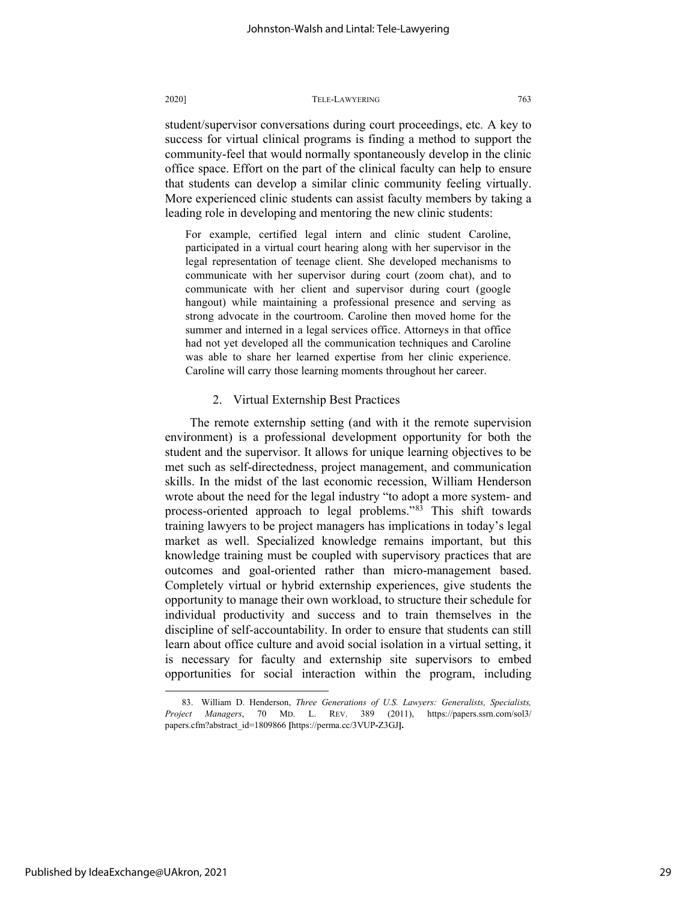student/supervisor conversations during court proceedings, etc. A key to success for virtual clinical programs is finding a method to support the community-feel that would normally spontaneously develop in the clinic office space. Effort on the part of the clinical faculty can help to ensure that students can develop a similar clinic community feeling virtually. More experienced clinic students can assist faculty members by taking a leading role in developing and mentoring the new clinic students:

> For example, certified legal intern and clinic student Caroline, participated in a virtual court hearing along with her supervisor in the legal representation of teenage client. She developed mechanisms to communicate with her supervisor during court (zoom chat), and to communicate with her client and supervisor during court (google hangout) while maintaining a professional presence and serving as strong advocate in the courtroom. Caroline then moved home for the summer and interned in a legal services office. Attorneys in that office had not yet developed all the communication techniques and Caroline was able to share her learned expertise from her clinic experience. Caroline will carry those learning moments throughout her career.

### 2. Virtual Externship Best Practices

The remote externship setting (and with it the remote supervision environment) is a professional development opportunity for both the student and the supervisor. It allows for unique learning objectives to be met such as self-directedness, project management, and communication skills. In the midst of the last economic recession, William Henderson wrote about the need for the legal industry "to adopt a more system- and process-oriented approach to legal problems."[83] This shift towards training lawyers to be project managers has implications in today's legal market as well. Specialized knowledge remains important, but this knowledge training must be coupled with supervisory practices that are outcomes and goal-oriented rather than micro-management based. Completely virtual or hybrid externship experiences, give students the opportunity to manage their own workload, to structure their schedule for individual productivity and success and to train themselves in the discipline of self-accountability. In order to ensure that students can still learn about office culture and avoid social isolation in a virtual setting, it is necessary for faculty and externship site supervisors to embed opportunities for social interaction within the program, including

---

83. William D. Henderson, *Three Generations of U.S. Lawyers: Generalists, Specialists, Project Managers*, 70 MD. L. REV. 389 (2011), https://papers.ssrn.com/sol3/papers.cfm?abstract_id=1809866 [https://perma.cc/3VUP-Z3GJ].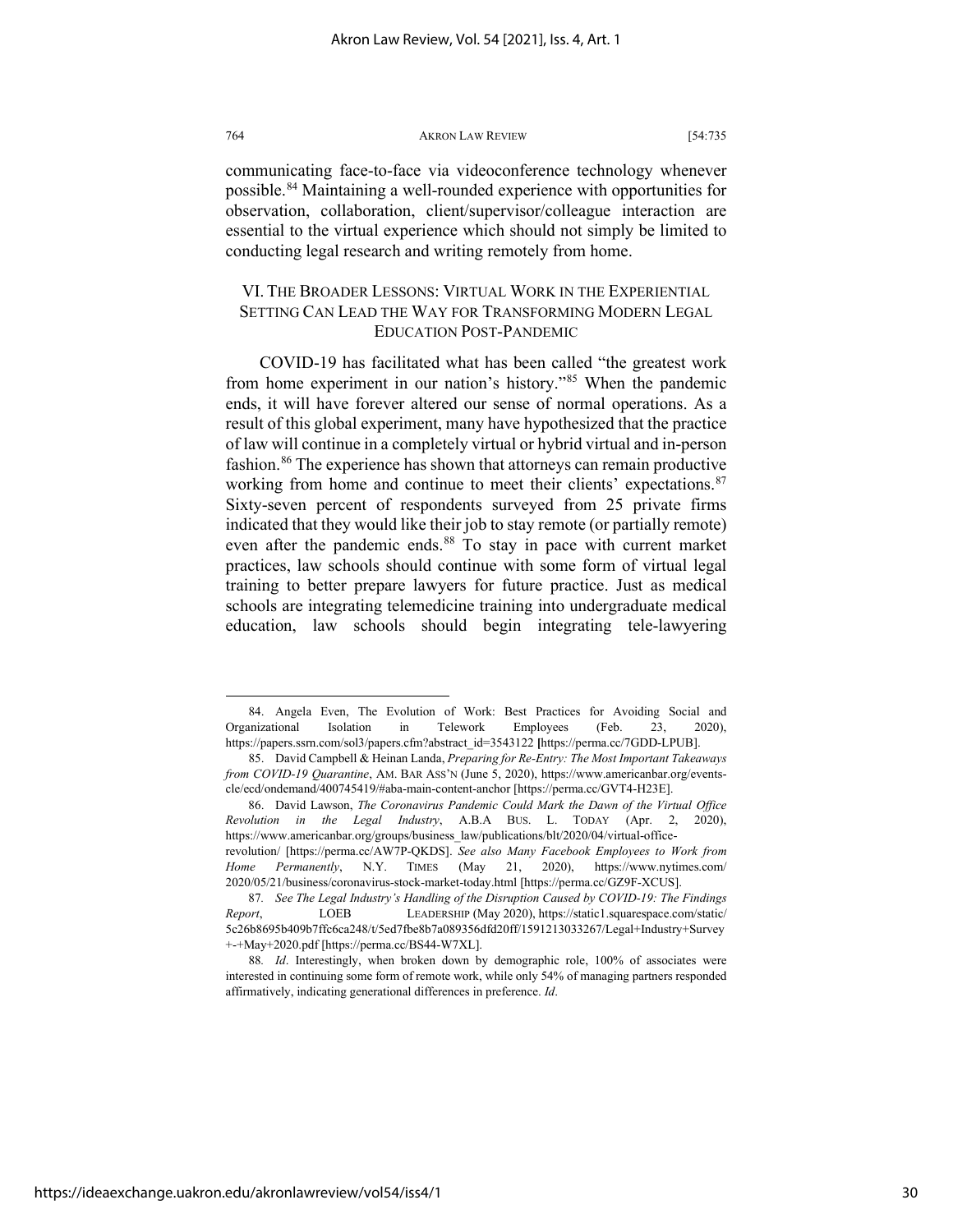communicating face-to-face via videoconference technology whenever possible.[84] Maintaining a well-rounded experience with opportunities for observation, collaboration, client/supervisor/colleague interaction are essential to the virtual experience which should not simply be limited to conducting legal research and writing remotely from home.

## VI. The Broader Lessons: Virtual Work in the Experiential Setting Can Lead the Way for Transforming Modern Legal Education Post-Pandemic

COVID-19 has facilitated what has been called "the greatest work from home experiment in our nation's history."[85] When the pandemic ends, it will have forever altered our sense of normal operations. As a result of this global experiment, many have hypothesized that the practice of law will continue in a completely virtual or hybrid virtual and in-person fashion.[86] The experience has shown that attorneys can remain productive working from home and continue to meet their clients' expectations.[87] Sixty-seven percent of respondents surveyed from 25 private firms indicated that they would like their job to stay remote (or partially remote) even after the pandemic ends.[88] To stay in pace with current market practices, law schools should continue with some form of virtual legal training to better prepare lawyers for future practice. Just as medical schools are integrating telemedicine training into undergraduate medical education, law schools should begin integrating tele-lawyering

---

84. Angela Even, The Evolution of Work: Best Practices for Avoiding Social and Organizational Isolation in Telework Employees (Feb. 23, 2020), https://papers.ssrn.com/sol3/papers.cfm?abstract_id=3543122 [https://perma.cc/7GDD-LPUB].

85. David Campbell & Heinan Landa, *Preparing for Re-Entry: The Most Important Takeaways from COVID-19 Quarantine*, AM. BAR ASS'N (June 5, 2020), https://www.americanbar.org/events-cle/ecd/ondemand/400745419/#aba-main-content-anchor [https://perma.cc/GVT4-H23E].

86. David Lawson, *The Coronavirus Pandemic Could Mark the Dawn of the Virtual Office Revolution in the Legal Industry*, A.B.A BUS. L. TODAY (Apr. 2, 2020), https://www.americanbar.org/groups/business_law/publications/blt/2020/04/virtual-office-revolution/ [https://perma.cc/AW7P-QKDS]. *See also Many Facebook Employees to Work from Home Permanently*, N.Y. TIMES (May 21, 2020), https://www.nytimes.com/2020/05/21/business/coronavirus-stock-market-today.html [https://perma.cc/GZ9F-XCUS].

87. *See The Legal Industry's Handling of the Disruption Caused by COVID-19: The Findings Report*, LOEB LEADERSHIP (May 2020), https://static1.squarespace.com/static/5c26b8695b409b7ffc6ca248/t/5ed7fbe8b7a089356dfd20ff/1591213033267/Legal+Industry+Survey+-+May+2020.pdf [https://perma.cc/BS44-W7XL].

88. *Id*. Interestingly, when broken down by demographic role, 100% of associates were interested in continuing some form of remote work, while only 54% of managing partners responded affirmatively, indicating generational differences in preference. *Id*.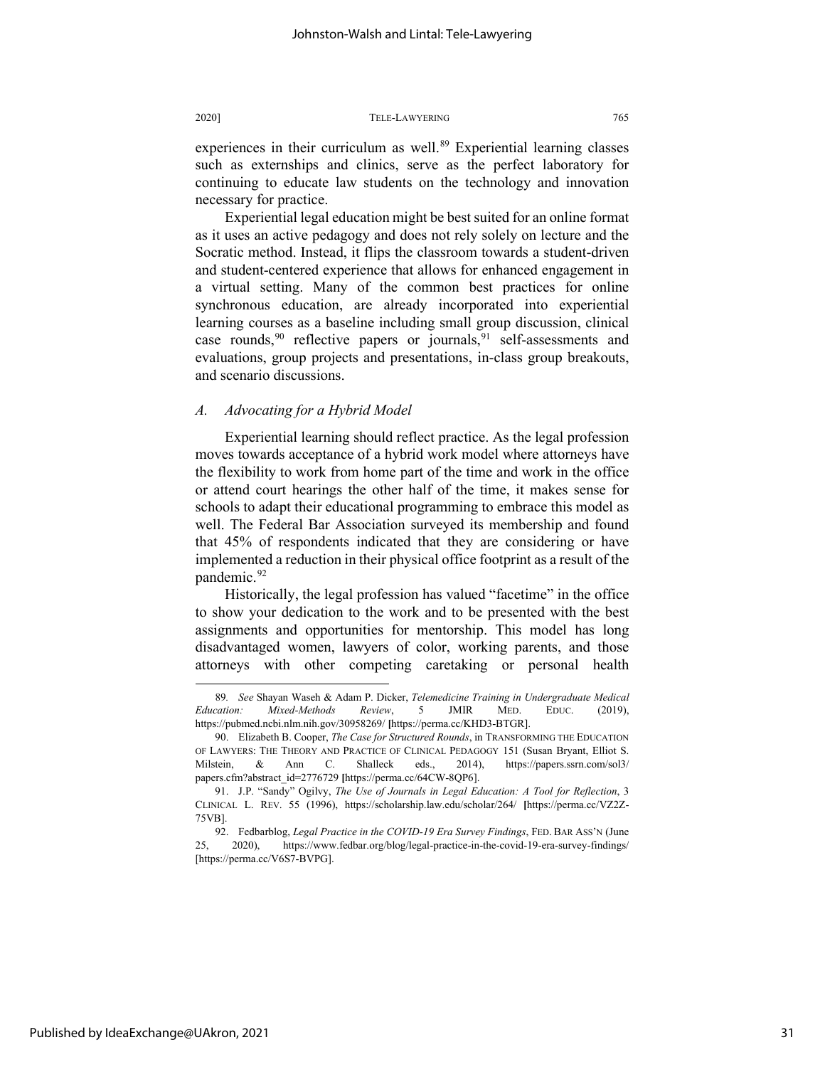experiences in their curriculum as well.[89] Experiential learning classes such as externships and clinics, serve as the perfect laboratory for continuing to educate law students on the technology and innovation necessary for practice.

Experiential legal education might be best suited for an online format as it uses an active pedagogy and does not rely solely on lecture and the Socratic method. Instead, it flips the classroom towards a student-driven and student-centered experience that allows for enhanced engagement in a virtual setting. Many of the common best practices for online synchronous education, are already incorporated into experiential learning courses as a baseline including small group discussion, clinical case rounds,[90] reflective papers or journals,[91] self-assessments and evaluations, group projects and presentations, in-class group breakouts, and scenario discussions.

### *A. Advocating for a Hybrid Model*

Experiential learning should reflect practice. As the legal profession moves towards acceptance of a hybrid work model where attorneys have the flexibility to work from home part of the time and work in the office or attend court hearings the other half of the time, it makes sense for schools to adapt their educational programming to embrace this model as well. The Federal Bar Association surveyed its membership and found that 45% of respondents indicated that they are considering or have implemented a reduction in their physical office footprint as a result of the pandemic.[92]

Historically, the legal profession has valued "facetime" in the office to show your dedication to the work and to be presented with the best assignments and opportunities for mentorship. This model has long disadvantaged women, lawyers of color, working parents, and those attorneys with other competing caretaking or personal health

---

89. *See* Shayan Waseh & Adam P. Dicker, *Telemedicine Training in Undergraduate Medical Education: Mixed-Methods Review*, 5 JMIR MED. EDUC. (2019), https://pubmed.ncbi.nlm.nih.gov/30958269/ [https://perma.cc/KHD3-BTGR].

90. Elizabeth B. Cooper, *The Case for Structured Rounds*, in TRANSFORMING THE EDUCATION OF LAWYERS: THE THEORY AND PRACTICE OF CLINICAL PEDAGOGY 151 (Susan Bryant, Elliot S. Milstein, & Ann C. Shalleck eds., 2014), https://papers.ssrn.com/sol3/papers.cfm?abstract_id=2776729 [https://perma.cc/64CW-8QP6].

91. J.P. "Sandy" Ogilvy, *The Use of Journals in Legal Education: A Tool for Reflection*, 3 CLINICAL L. REV. 55 (1996), https://scholarship.law.edu/scholar/264/ [https://perma.cc/VZ2Z-75VB].

92. Fedbarblog, *Legal Practice in the COVID-19 Era Survey Findings*, FED. BAR ASS'N (June 25, 2020), https://www.fedbar.org/blog/legal-practice-in-the-covid-19-era-survey-findings/ [https://perma.cc/V6S7-BVPG].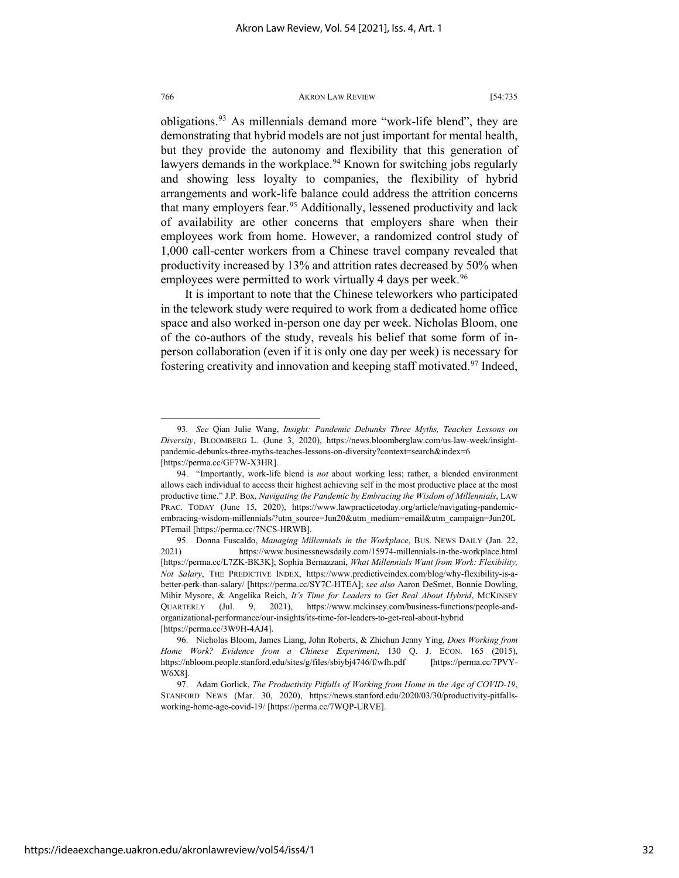obligations.[93] As millennials demand more "work-life blend", they are demonstrating that hybrid models are not just important for mental health, but they provide the autonomy and flexibility that this generation of lawyers demands in the workplace.[94] Known for switching jobs regularly and showing less loyalty to companies, the flexibility of hybrid arrangements and work-life balance could address the attrition concerns that many employers fear.[95] Additionally, lessened productivity and lack of availability are other concerns that employers share when their employees work from home. However, a randomized control study of 1,000 call-center workers from a Chinese travel company revealed that productivity increased by 13% and attrition rates decreased by 50% when employees were permitted to work virtually 4 days per week.[96]

It is important to note that the Chinese teleworkers who participated in the telework study were required to work from a dedicated home office space and also worked in-person one day per week. Nicholas Bloom, one of the co-authors of the study, reveals his belief that some form of in-person collaboration (even if it is only one day per week) is necessary for fostering creativity and innovation and keeping staff motivated.[97] Indeed,

---

93. *See* Qian Julie Wang, *Insight: Pandemic Debunks Three Myths, Teaches Lessons on Diversity*, BLOOMBERG L. (June 3, 2020), https://news.bloomberglaw.com/us-law-week/insight-pandemic-debunks-three-myths-teaches-lessons-on-diversity?context=search&index=6 [https://perma.cc/GF7W-X3HR].

94. "Importantly, work-life blend is *not* about working less; rather, a blended environment allows each individual to access their highest achieving self in the most productive place at the most productive time." J.P. Box, *Navigating the Pandemic by Embracing the Wisdom of Millennials*, LAW PRAC. TODAY (June 15, 2020), https://www.lawpracticetoday.org/article/navigating-pandemic-embracing-wisdom-millennials/?utm_source=Jun20&utm_medium=email&utm_campaign=Jun20LPTemail [https://perma.cc/7NCS-HRWB].

95. Donna Fuscaldo, *Managing Millennials in the Workplace*, BUS. NEWS DAILY (Jan. 22, 2021) https://www.businessnewsdaily.com/15974-millennials-in-the-workplace.html [https://perma.cc/L7ZK-BK3K]; Sophia Bernazzani, *What Millennials Want from Work: Flexibility, Not Salary*, THE PREDICTIVE INDEX, https://www.predictiveindex.com/blog/why-flexibility-is-a-better-perk-than-salary/ [https://perma.cc/SY7C-HTEA]; *see also* Aaron DeSmet, Bonnie Dowling, Mihir Mysore, & Angelika Reich, *It's Time for Leaders to Get Real About Hybrid*, MCKINSEY QUARTERLY (Jul. 9, 2021), https://www.mckinsey.com/business-functions/people-and-organizational-performance/our-insights/its-time-for-leaders-to-get-real-about-hybrid [https://perma.cc/3W9H-4AJ4].

96. Nicholas Bloom, James Liang, John Roberts, & Zhichun Jenny Ying, *Does Working from Home Work? Evidence from a Chinese Experiment*, 130 Q. J. ECON. 165 (2015), https://nbloom.people.stanford.edu/sites/g/files/sbiybj4746/f/wfh.pdf [https://perma.cc/7PVY-W6X8].

97. Adam Gorlick, *The Productivity Pitfalls of Working from Home in the Age of COVID-19*, STANFORD NEWS (Mar. 30, 2020), https://news.stanford.edu/2020/03/30/productivity-pitfalls-working-home-age-covid-19/ [https://perma.cc/7WQP-URVE].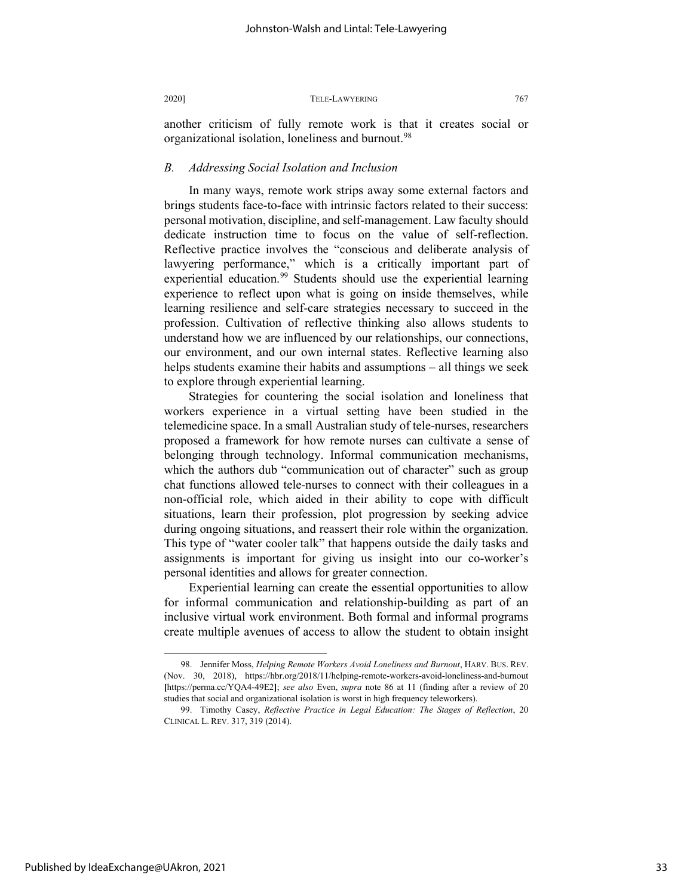another criticism of fully remote work is that it creates social or organizational isolation, loneliness and burnout.[98]

### *B. Addressing Social Isolation and Inclusion*

In many ways, remote work strips away some external factors and brings students face-to-face with intrinsic factors related to their success: personal motivation, discipline, and self-management. Law faculty should dedicate instruction time to focus on the value of self-reflection. Reflective practice involves the "conscious and deliberate analysis of lawyering performance," which is a critically important part of experiential education.[99] Students should use the experiential learning experience to reflect upon what is going on inside themselves, while learning resilience and self-care strategies necessary to succeed in the profession. Cultivation of reflective thinking also allows students to understand how we are influenced by our relationships, our connections, our environment, and our own internal states. Reflective learning also helps students examine their habits and assumptions – all things we seek to explore through experiential learning.

Strategies for countering the social isolation and loneliness that workers experience in a virtual setting have been studied in the telemedicine space. In a small Australian study of tele-nurses, researchers proposed a framework for how remote nurses can cultivate a sense of belonging through technology. Informal communication mechanisms, which the authors dub "communication out of character" such as group chat functions allowed tele-nurses to connect with their colleagues in a non-official role, which aided in their ability to cope with difficult situations, learn their profession, plot progression by seeking advice during ongoing situations, and reassert their role within the organization. This type of "water cooler talk" that happens outside the daily tasks and assignments is important for giving us insight into our co-worker's personal identities and allows for greater connection.

Experiential learning can create the essential opportunities to allow for informal communication and relationship-building as part of an inclusive virtual work environment. Both formal and informal programs create multiple avenues of access to allow the student to obtain insight

---

98. Jennifer Moss, *Helping Remote Workers Avoid Loneliness and Burnout*, HARV. BUS. REV. (Nov. 30, 2018), https://hbr.org/2018/11/helping-remote-workers-avoid-loneliness-and-burnout [https://perma.cc/YQA4-49E2]; *see also* Even, *supra* note 86 at 11 (finding after a review of 20 studies that social and organizational isolation is worst in high frequency teleworkers).

99. Timothy Casey, *Reflective Practice in Legal Education: The Stages of Reflection*, 20 CLINICAL L. REV. 317, 319 (2014).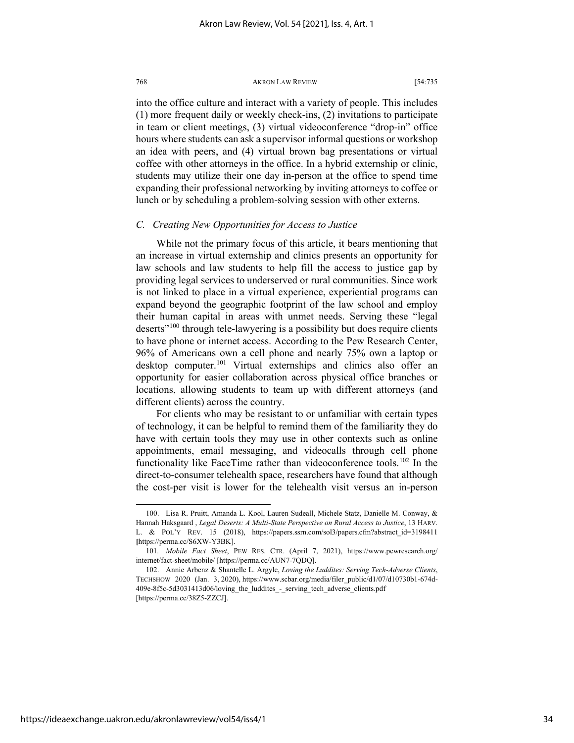into the office culture and interact with a variety of people. This includes (1) more frequent daily or weekly check-ins, (2) invitations to participate in team or client meetings, (3) virtual videoconference "drop-in" office hours where students can ask a supervisor informal questions or workshop an idea with peers, and (4) virtual brown bag presentations or virtual coffee with other attorneys in the office. In a hybrid externship or clinic, students may utilize their one day in-person at the office to spend time expanding their professional networking by inviting attorneys to coffee or lunch or by scheduling a problem-solving session with other externs.

### *C. Creating New Opportunities for Access to Justice*

While not the primary focus of this article, it bears mentioning that an increase in virtual externship and clinics presents an opportunity for law schools and law students to help fill the access to justice gap by providing legal services to underserved or rural communities. Since work is not linked to place in a virtual experience, experiential programs can expand beyond the geographic footprint of the law school and employ their human capital in areas with unmet needs. Serving these "legal deserts"[100] through tele-lawyering is a possibility but does require clients to have phone or internet access. According to the Pew Research Center, 96% of Americans own a cell phone and nearly 75% own a laptop or desktop computer.[101] Virtual externships and clinics also offer an opportunity for easier collaboration across physical office branches or locations, allowing students to team up with different attorneys (and different clients) across the country.

For clients who may be resistant to or unfamiliar with certain types of technology, it can be helpful to remind them of the familiarity they do have with certain tools they may use in other contexts such as online appointments, email messaging, and videocalls through cell phone functionality like FaceTime rather than videoconference tools.[102] In the direct-to-consumer telehealth space, researchers have found that although the cost-per visit is lower for the telehealth visit versus an in-person

---

100. Lisa R. Pruitt, Amanda L. Kool, Lauren Sudeall, Michele Statz, Danielle M. Conway, & Hannah Haksgaard , *Legal Deserts: A Multi-State Perspective on Rural Access to Justice*, 13 HARV. L. & POL'Y REV. 15 (2018), https://papers.ssrn.com/sol3/papers.cfm?abstract_id=3198411 [https://perma.cc/S6XW-Y3BK].

101. *Mobile Fact Sheet*, PEW RES. CTR. (April 7, 2021), https://www.pewresearch.org/internet/fact-sheet/mobile/ [https://perma.cc/AUN7-7QDQ].

102. Annie Arbenz & Shantelle L. Argyle, *Loving the Luddites: Serving Tech-Adverse Clients*, TECHSHOW 2020 (Jan. 3, 2020), https://www.scbar.org/media/filer_public/d1/07/d10730b1-674d-409e-8f5c-5d3031413d06/loving_the_luddites_-_serving_tech_adverse_clients.pdf [https://perma.cc/38Z5-ZZCJ].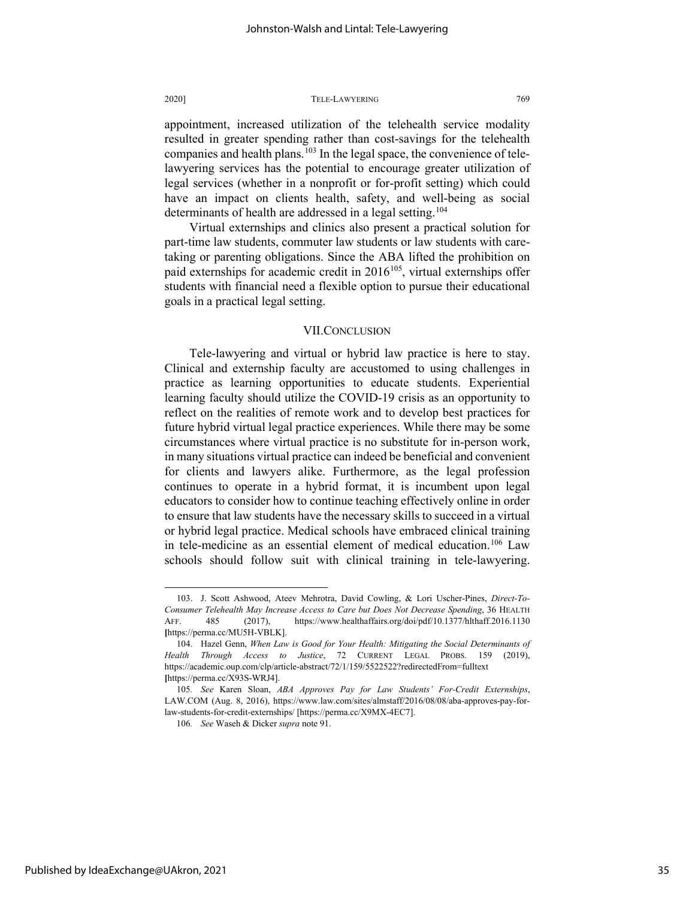appointment, increased utilization of the telehealth service modality resulted in greater spending rather than cost-savings for the telehealth companies and health plans.[103] In the legal space, the convenience of tele-lawyering services has the potential to encourage greater utilization of legal services (whether in a nonprofit or for-profit setting) which could have an impact on clients health, safety, and well-being as social determinants of health are addressed in a legal setting.[104]

Virtual externships and clinics also present a practical solution for part-time law students, commuter law students or law students with care-taking or parenting obligations. Since the ABA lifted the prohibition on paid externships for academic credit in 2016[105], virtual externships offer students with financial need a flexible option to pursue their educational goals in a practical legal setting.

## VII. CONCLUSION

Tele-lawyering and virtual or hybrid law practice is here to stay. Clinical and externship faculty are accustomed to using challenges in practice as learning opportunities to educate students. Experiential learning faculty should utilize the COVID-19 crisis as an opportunity to reflect on the realities of remote work and to develop best practices for future hybrid virtual legal practice experiences. While there may be some circumstances where virtual practice is no substitute for in-person work, in many situations virtual practice can indeed be beneficial and convenient for clients and lawyers alike. Furthermore, as the legal profession continues to operate in a hybrid format, it is incumbent upon legal educators to consider how to continue teaching effectively online in order to ensure that law students have the necessary skills to succeed in a virtual or hybrid legal practice. Medical schools have embraced clinical training in tele-medicine as an essential element of medical education.[106] Law schools should follow suit with clinical training in tele-lawyering.

---

103. J. Scott Ashwood, Ateev Mehrotra, David Cowling, & Lori Uscher-Pines, *Direct-To-Consumer Telehealth May Increase Access to Care but Does Not Decrease Spending*, 36 HEALTH AFF. 485 (2017), https://www.healthaffairs.org/doi/pdf/10.1377/hlthaff.2016.1130 [https://perma.cc/MU5H-VBLK].

104. Hazel Genn, *When Law is Good for Your Health: Mitigating the Social Determinants of Health Through Access to Justice*, 72 CURRENT LEGAL PROBS. 159 (2019), https://academic.oup.com/clp/article-abstract/72/1/159/5522522?redirectedFrom=fulltext [https://perma.cc/X93S-WRJ4].

105. *See* Karen Sloan, *ABA Approves Pay for Law Students' For-Credit Externships*, LAW.COM (Aug. 8, 2016), https://www.law.com/sites/almstaff/2016/08/08/aba-approves-pay-for-law-students-for-credit-externships/ [https://perma.cc/X9MX-4EC7].

106. *See* Waseh & Dicker *supra* note 91.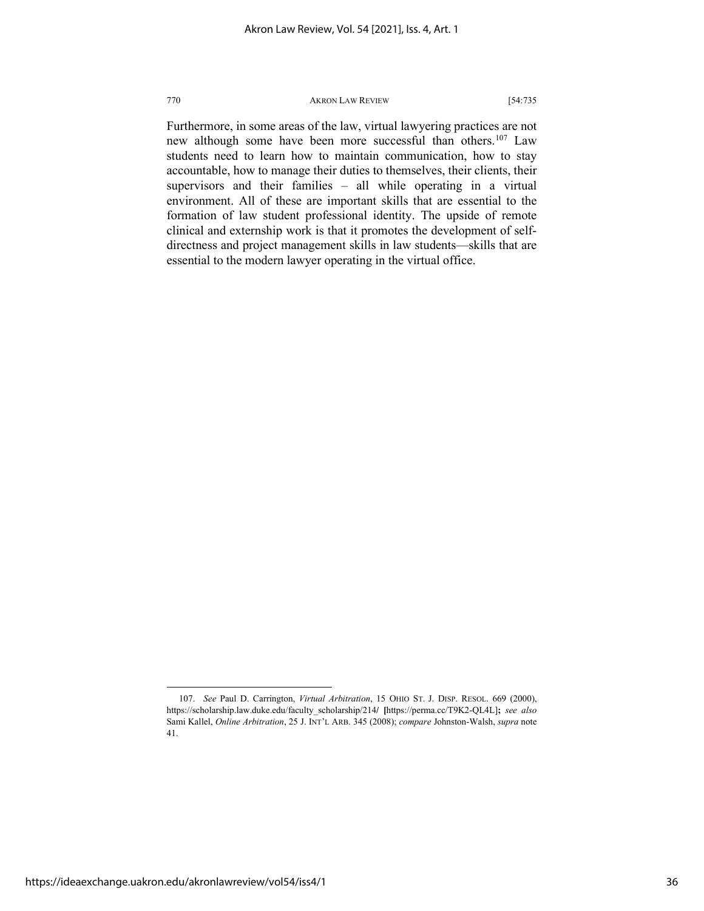Furthermore, in some areas of the law, virtual lawyering practices are not new although some have been more successful than others.[107] Law students need to learn how to maintain communication, how to stay accountable, how to manage their duties to themselves, their clients, their supervisors and their families – all while operating in a virtual environment. All of these are important skills that are essential to the formation of law student professional identity. The upside of remote clinical and externship work is that it promotes the development of self-directness and project management skills in law students—skills that are essential to the modern lawyer operating in the virtual office.

---

107. *See* Paul D. Carrington, *Virtual Arbitration*, 15 OHIO ST. J. DISP. RESOL. 669 (2000), https://scholarship.law.duke.edu/faculty_scholarship/214/ [https://perma.cc/T9K2-QL4L]; *see also* Sami Kallel, *Online Arbitration*, 25 J. INT'L ARB. 345 (2008); *compare* Johnston-Walsh, *supra* note 41.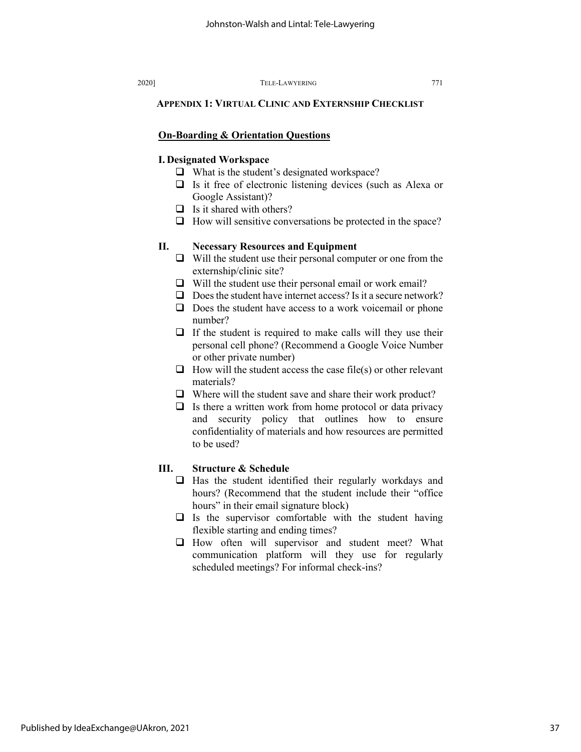## APPENDIX 1: VIRTUAL CLINIC AND EXTERNSHIP CHECKLIST

### On-Boarding & Orientation Questions

#### I. Designated Workspace

- ❑ What is the student's designated workspace?
- ❑ Is it free of electronic listening devices (such as Alexa or Google Assistant)?
- ❑ Is it shared with others?
- ❑ How will sensitive conversations be protected in the space?

#### II. Necessary Resources and Equipment

- ❑ Will the student use their personal computer or one from the externship/clinic site?
- ❑ Will the student use their personal email or work email?
- ❑ Does the student have internet access? Is it a secure network?
- ❑ Does the student have access to a work voicemail or phone number?
- ❑ If the student is required to make calls will they use their personal cell phone? (Recommend a Google Voice Number or other private number)
- ❑ How will the student access the case file(s) or other relevant materials?
- ❑ Where will the student save and share their work product?
- ❑ Is there a written work from home protocol or data privacy and security policy that outlines how to ensure confidentiality of materials and how resources are permitted to be used?

#### III. Structure & Schedule

- ❑ Has the student identified their regularly workdays and hours? (Recommend that the student include their "office hours" in their email signature block)
- ❑ Is the supervisor comfortable with the student having flexible starting and ending times?
- ❑ How often will supervisor and student meet? What communication platform will they use for regularly scheduled meetings? For informal check-ins?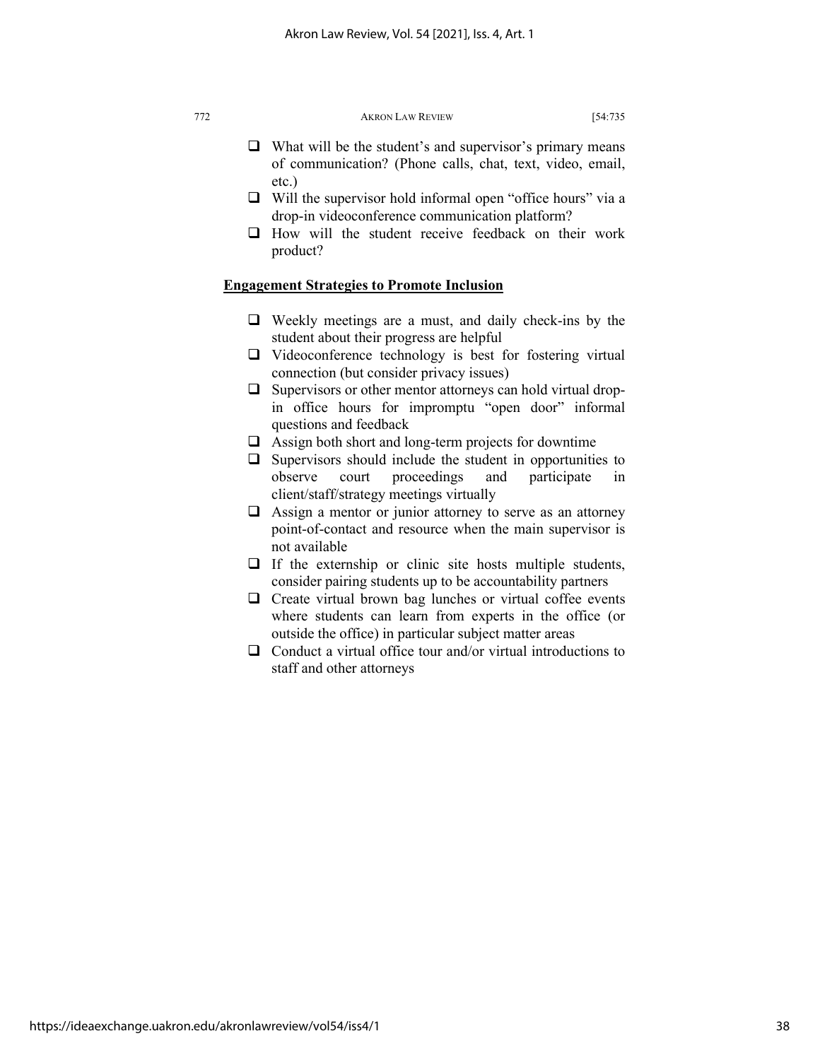- ❑ What will be the student's and supervisor's primary means of communication? (Phone calls, chat, text, video, email, etc.)
- ❑ Will the supervisor hold informal open "office hours" via a drop-in videoconference communication platform?
- ❑ How will the student receive feedback on their work product?

**Engagement Strategies to Promote Inclusion**

- ❑ Weekly meetings are a must, and daily check-ins by the student about their progress are helpful
- ❑ Videoconference technology is best for fostering virtual connection (but consider privacy issues)
- ❑ Supervisors or other mentor attorneys can hold virtual drop-in office hours for impromptu "open door" informal questions and feedback
- ❑ Assign both short and long-term projects for downtime
- ❑ Supervisors should include the student in opportunities to observe court proceedings and participate in client/staff/strategy meetings virtually
- ❑ Assign a mentor or junior attorney to serve as an attorney point-of-contact and resource when the main supervisor is not available
- ❑ If the externship or clinic site hosts multiple students, consider pairing students up to be accountability partners
- ❑ Create virtual brown bag lunches or virtual coffee events where students can learn from experts in the office (or outside the office) in particular subject matter areas
- ❑ Conduct a virtual office tour and/or virtual introductions to staff and other attorneys